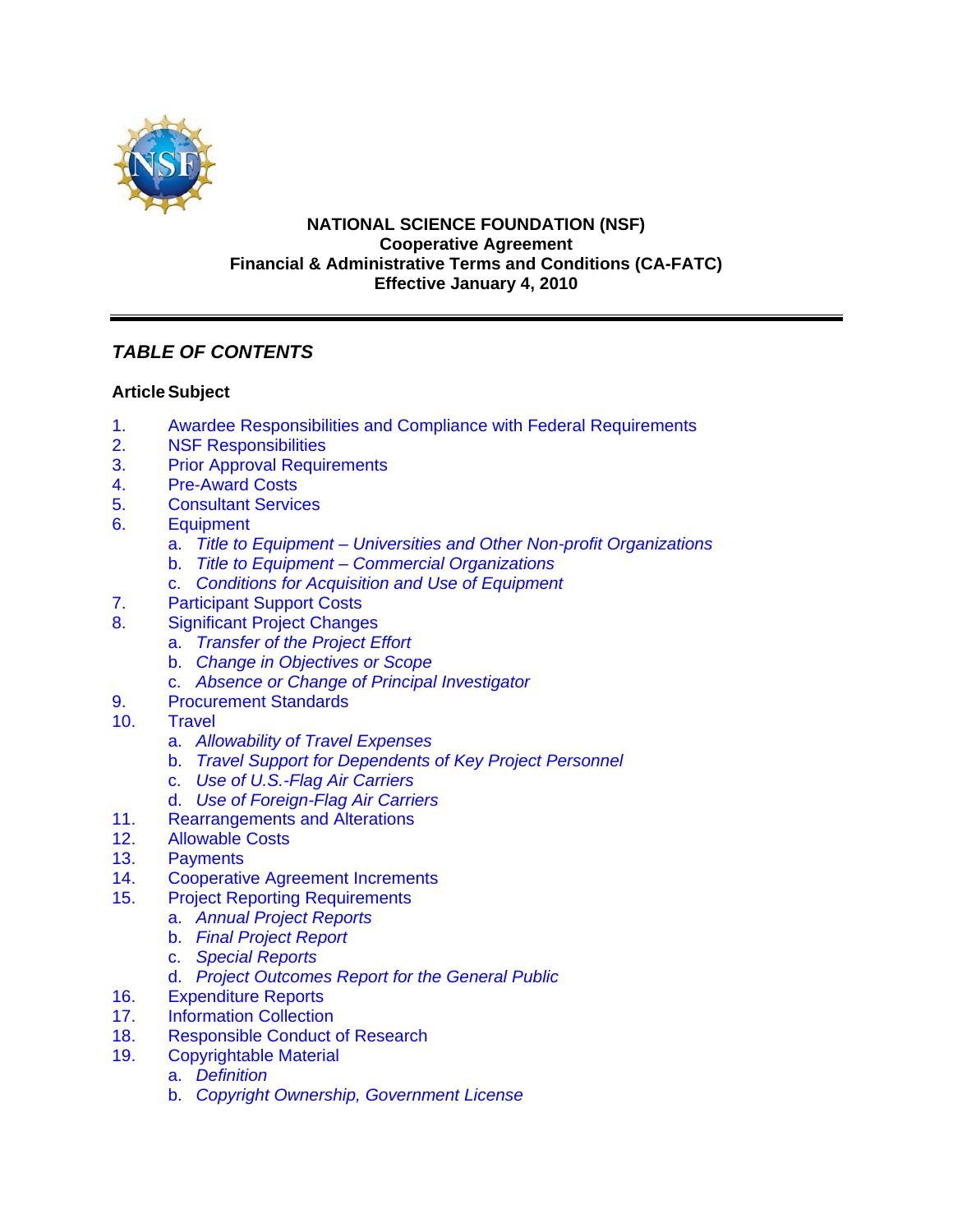**NATIONAL SCIENCE FOUNDATION (NSF)**
**Cooperative Agreement**
**Financial & Administrative Terms and Conditions (CA-FATC)**
**Effective January 4, 2010**

---

## *TABLE OF CONTENTS*

**Article Subject**

1. Awardee Responsibilities and Compliance with Federal Requirements
2. NSF Responsibilities
3. Prior Approval Requirements
4. Pre-Award Costs
5. Consultant Services
6. Equipment
   a. *Title to Equipment – Universities and Other Non-profit Organizations*
   b. *Title to Equipment – Commercial Organizations*
   c. *Conditions for Acquisition and Use of Equipment*
7. Participant Support Costs
8. Significant Project Changes
   a. *Transfer of the Project Effort*
   b. *Change in Objectives or Scope*
   c. *Absence or Change of Principal Investigator*
9. Procurement Standards
10. Travel
    a. *Allowability of Travel Expenses*
    b. *Travel Support for Dependents of Key Project Personnel*
    c. *Use of U.S.-Flag Air Carriers*
    d. *Use of Foreign-Flag Air Carriers*
11. Rearrangements and Alterations
12. Allowable Costs
13. Payments
14. Cooperative Agreement Increments
15. Project Reporting Requirements
    a. *Annual Project Reports*
    b. *Final Project Report*
    c. *Special Reports*
    d. *Project Outcomes Report for the General Public*
16. Expenditure Reports
17. Information Collection
18. Responsible Conduct of Research
19. Copyrightable Material
    a. *Definition*
    b. *Copyright Ownership, Government License*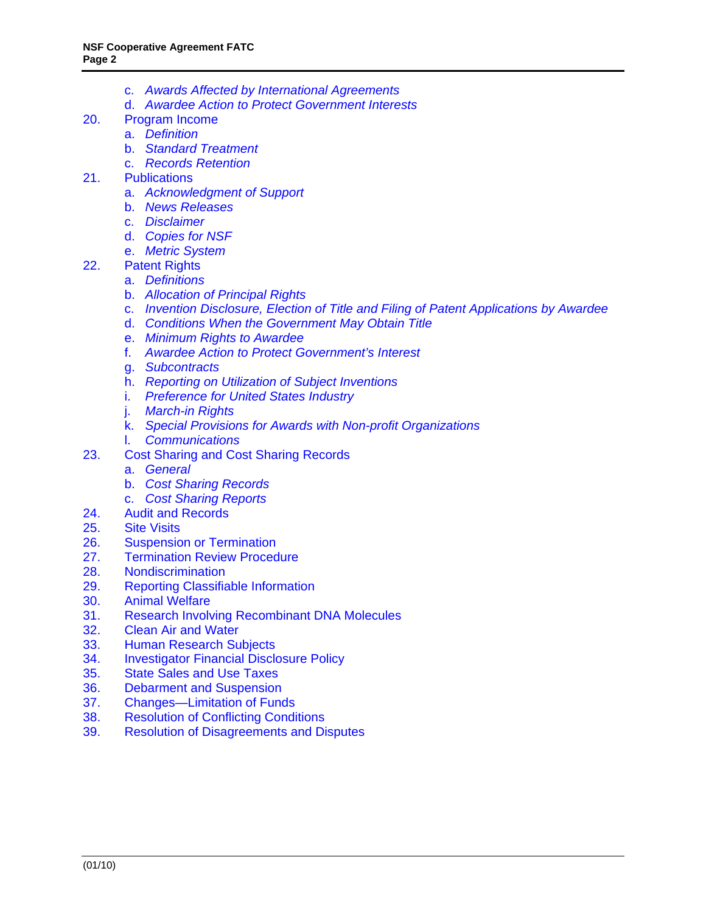c. *Awards Affected by International Agreements*
d. *Awardee Action to Protect Government Interests*

20. Program Income
    a. *Definition*
    b. *Standard Treatment*
    c. *Records Retention*
21. Publications
    a. *Acknowledgment of Support*
    b. *News Releases*
    c. *Disclaimer*
    d. *Copies for NSF*
    e. *Metric System*
22. Patent Rights
    a. *Definitions*
    b. *Allocation of Principal Rights*
    c. *Invention Disclosure, Election of Title and Filing of Patent Applications by Awardee*
    d. *Conditions When the Government May Obtain Title*
    e. *Minimum Rights to Awardee*
    f. *Awardee Action to Protect Government's Interest*
    g. *Subcontracts*
    h. *Reporting on Utilization of Subject Inventions*
    i. *Preference for United States Industry*
    j. *March-in Rights*
    k. *Special Provisions for Awards with Non-profit Organizations*
    l. *Communications*
23. Cost Sharing and Cost Sharing Records
    a. *General*
    b. *Cost Sharing Records*
    c. *Cost Sharing Reports*
24. Audit and Records
25. Site Visits
26. Suspension or Termination
27. Termination Review Procedure
28. Nondiscrimination
29. Reporting Classifiable Information
30. Animal Welfare
31. Research Involving Recombinant DNA Molecules
32. Clean Air and Water
33. Human Research Subjects
34. Investigator Financial Disclosure Policy
35. State Sales and Use Taxes
36. Debarment and Suspension
37. Changes—Limitation of Funds
38. Resolution of Conflicting Conditions
39. Resolution of Disagreements and Disputes

(01/10)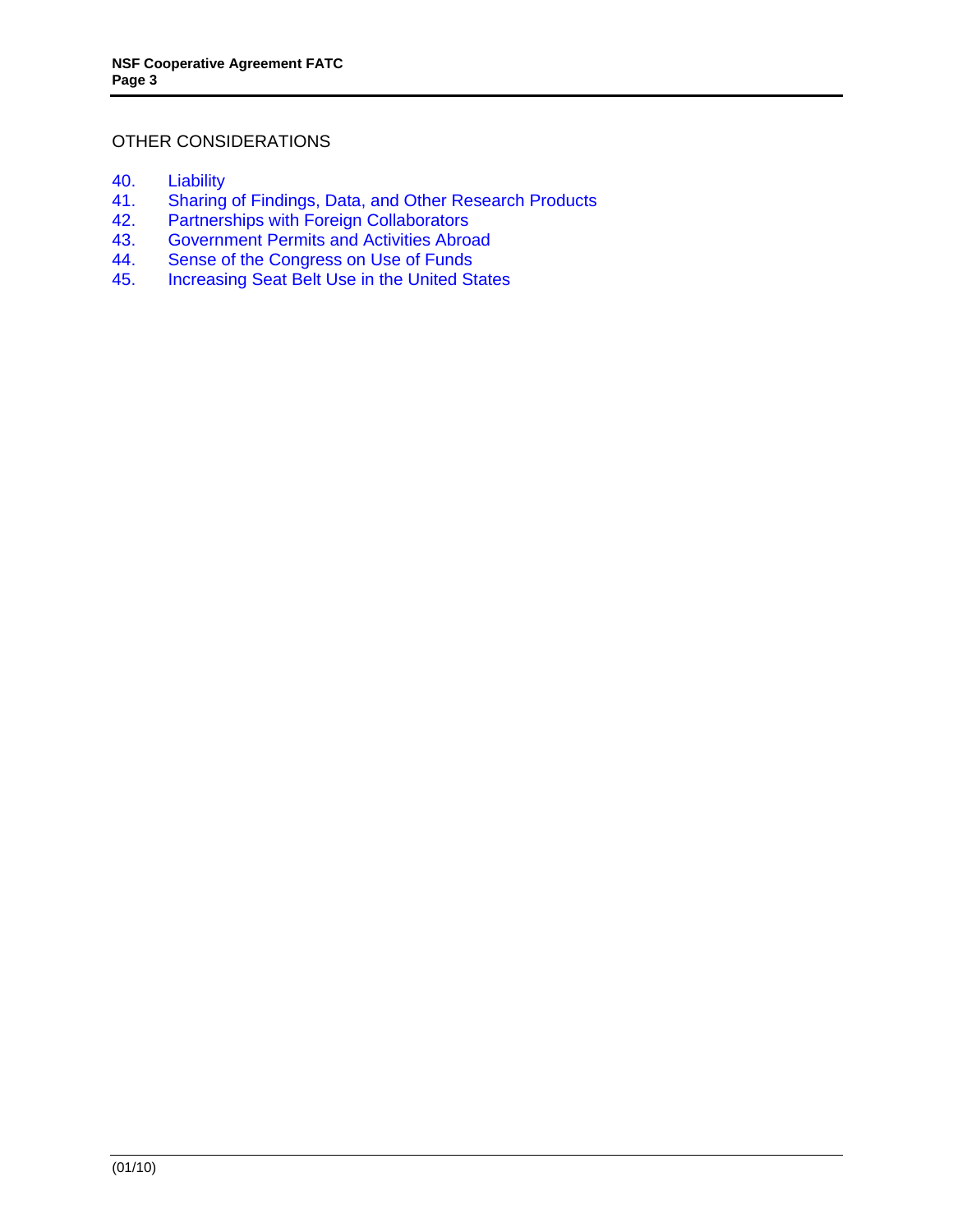OTHER CONSIDERATIONS

40. Liability
41. Sharing of Findings, Data, and Other Research Products
42. Partnerships with Foreign Collaborators
43. Government Permits and Activities Abroad
44. Sense of the Congress on Use of Funds
45. Increasing Seat Belt Use in the United States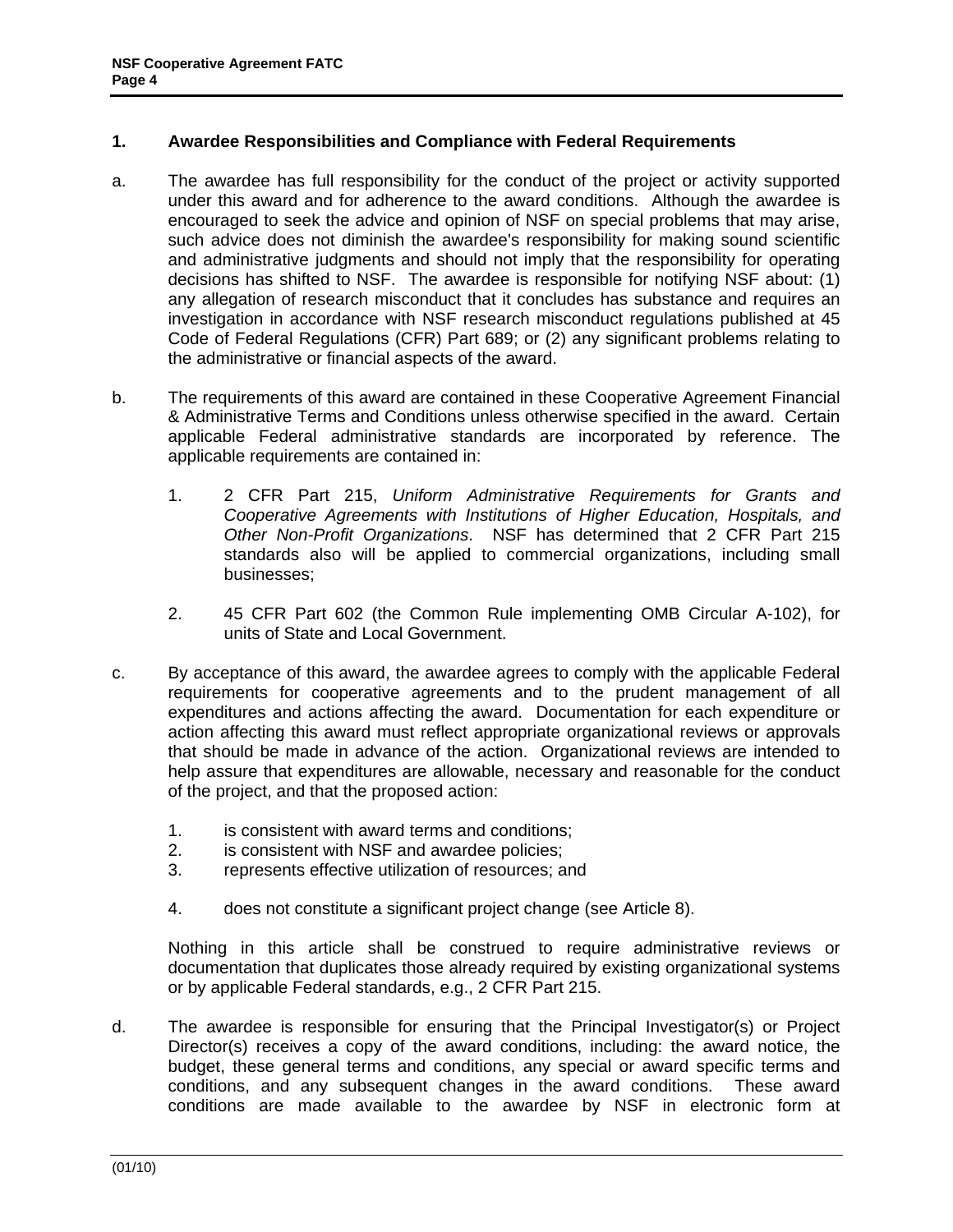## 1. Awardee Responsibilities and Compliance with Federal Requirements

a. The awardee has full responsibility for the conduct of the project or activity supported under this award and for adherence to the award conditions. Although the awardee is encouraged to seek the advice and opinion of NSF on special problems that may arise, such advice does not diminish the awardee's responsibility for making sound scientific and administrative judgments and should not imply that the responsibility for operating decisions has shifted to NSF. The awardee is responsible for notifying NSF about: (1) any allegation of research misconduct that it concludes has substance and requires an investigation in accordance with NSF research misconduct regulations published at 45 Code of Federal Regulations (CFR) Part 689; or (2) any significant problems relating to the administrative or financial aspects of the award.

b. The requirements of this award are contained in these Cooperative Agreement Financial & Administrative Terms and Conditions unless otherwise specified in the award. Certain applicable Federal administrative standards are incorporated by reference. The applicable requirements are contained in:

   1. 2 CFR Part 215, *Uniform Administrative Requirements for Grants and Cooperative Agreements with Institutions of Higher Education, Hospitals, and Other Non-Profit Organizations*. NSF has determined that 2 CFR Part 215 standards also will be applied to commercial organizations, including small businesses;

   2. 45 CFR Part 602 (the Common Rule implementing OMB Circular A-102), for units of State and Local Government.

c. By acceptance of this award, the awardee agrees to comply with the applicable Federal requirements for cooperative agreements and to the prudent management of all expenditures and actions affecting the award. Documentation for each expenditure or action affecting this award must reflect appropriate organizational reviews or approvals that should be made in advance of the action. Organizational reviews are intended to help assure that expenditures are allowable, necessary and reasonable for the conduct of the project, and that the proposed action:

   1. is consistent with award terms and conditions;
   2. is consistent with NSF and awardee policies;
   3. represents effective utilization of resources; and
   4. does not constitute a significant project change (see Article 8).

   Nothing in this article shall be construed to require administrative reviews or documentation that duplicates those already required by existing organizational systems or by applicable Federal standards, e.g., 2 CFR Part 215.

d. The awardee is responsible for ensuring that the Principal Investigator(s) or Project Director(s) receives a copy of the award conditions, including: the award notice, the budget, these general terms and conditions, any special or award specific terms and conditions, and any subsequent changes in the award conditions. These award conditions are made available to the awardee by NSF in electronic form at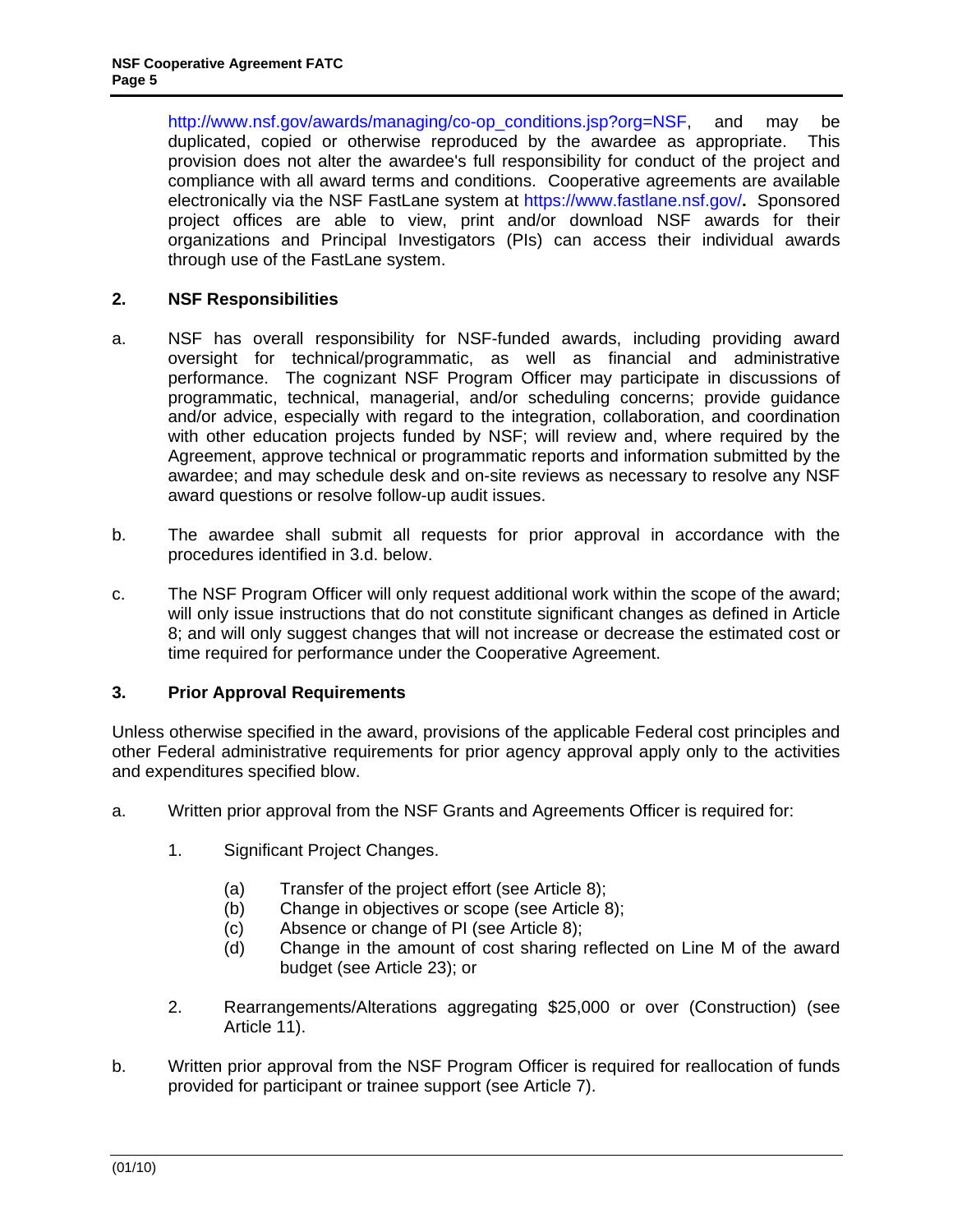http://www.nsf.gov/awards/managing/co-op_conditions.jsp?org=NSF, and may be duplicated, copied or otherwise reproduced by the awardee as appropriate. This provision does not alter the awardee's full responsibility for conduct of the project and compliance with all award terms and conditions. Cooperative agreements are available electronically via the NSF FastLane system at https://www.fastlane.nsf.gov/**.** Sponsored project offices are able to view, print and/or download NSF awards for their organizations and Principal Investigators (PIs) can access their individual awards through use of the FastLane system.

## 2. NSF Responsibilities

a. NSF has overall responsibility for NSF-funded awards, including providing award oversight for technical/programmatic, as well as financial and administrative performance. The cognizant NSF Program Officer may participate in discussions of programmatic, technical, managerial, and/or scheduling concerns; provide guidance and/or advice, especially with regard to the integration, collaboration, and coordination with other education projects funded by NSF; will review and, where required by the Agreement, approve technical or programmatic reports and information submitted by the awardee; and may schedule desk and on-site reviews as necessary to resolve any NSF award questions or resolve follow-up audit issues.

b. The awardee shall submit all requests for prior approval in accordance with the procedures identified in 3.d. below.

c. The NSF Program Officer will only request additional work within the scope of the award; will only issue instructions that do not constitute significant changes as defined in Article 8; and will only suggest changes that will not increase or decrease the estimated cost or time required for performance under the Cooperative Agreement.

## 3. Prior Approval Requirements

Unless otherwise specified in the award, provisions of the applicable Federal cost principles and other Federal administrative requirements for prior agency approval apply only to the activities and expenditures specified blow.

a. Written prior approval from the NSF Grants and Agreements Officer is required for:

   1. Significant Project Changes.

      (a) Transfer of the project effort (see Article 8);
      (b) Change in objectives or scope (see Article 8);
      (c) Absence or change of PI (see Article 8);
      (d) Change in the amount of cost sharing reflected on Line M of the award budget (see Article 23); or

   2. Rearrangements/Alterations aggregating $25,000 or over (Construction) (see Article 11).

b. Written prior approval from the NSF Program Officer is required for reallocation of funds provided for participant or trainee support (see Article 7).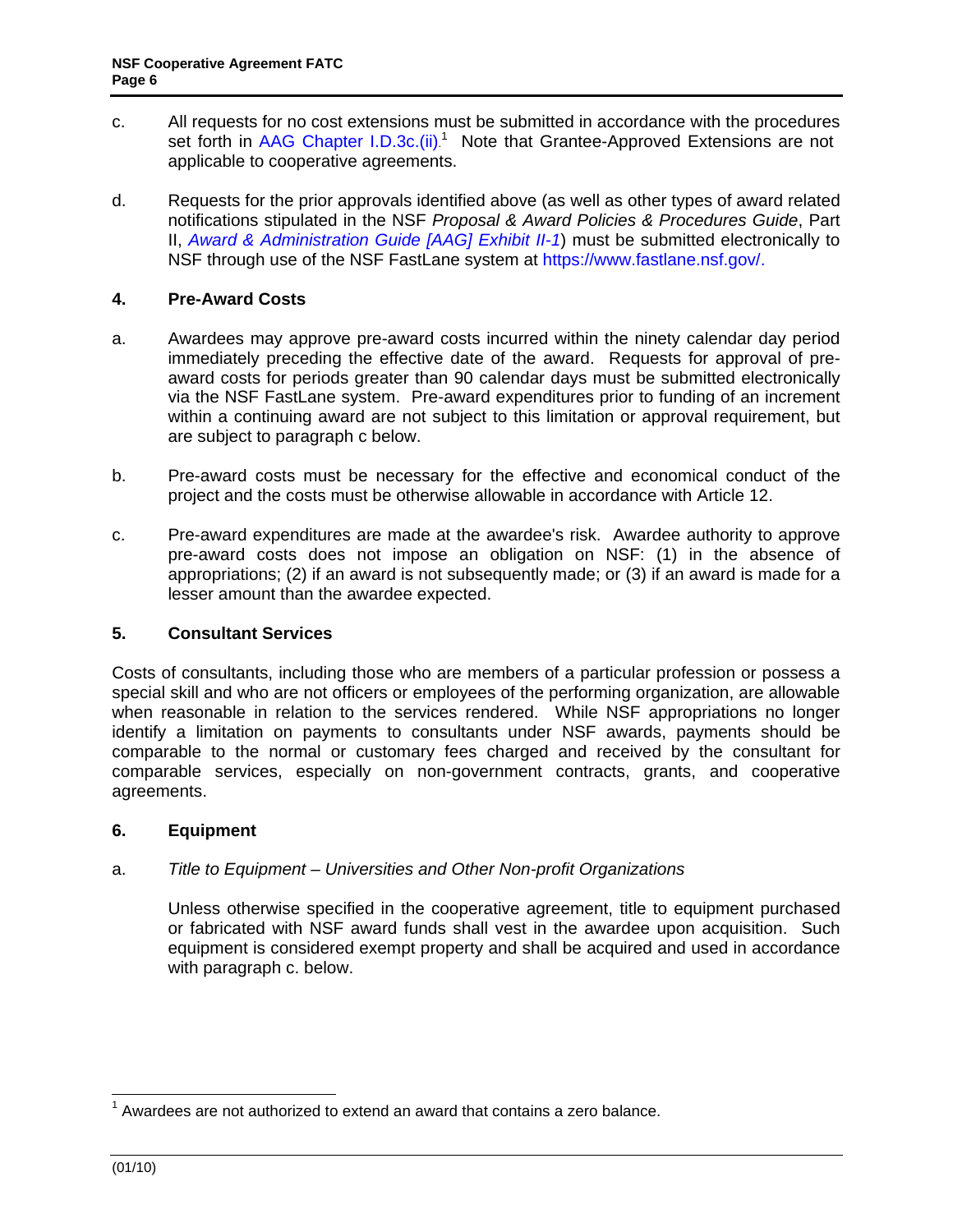c. All requests for no cost extensions must be submitted in accordance with the procedures set forth in AAG Chapter I.D.3c.(ii).[1] Note that Grantee-Approved Extensions are not applicable to cooperative agreements.

d. Requests for the prior approvals identified above (as well as other types of award related notifications stipulated in the NSF *Proposal & Award Policies & Procedures Guide*, Part II, *Award & Administration Guide [AAG] Exhibit II-1*) must be submitted electronically to NSF through use of the NSF FastLane system at https://www.fastlane.nsf.gov/.

## 4. Pre-Award Costs

a. Awardees may approve pre-award costs incurred within the ninety calendar day period immediately preceding the effective date of the award. Requests for approval of pre-award costs for periods greater than 90 calendar days must be submitted electronically via the NSF FastLane system. Pre-award expenditures prior to funding of an increment within a continuing award are not subject to this limitation or approval requirement, but are subject to paragraph c below.

b. Pre-award costs must be necessary for the effective and economical conduct of the project and the costs must be otherwise allowable in accordance with Article 12.

c. Pre-award expenditures are made at the awardee's risk. Awardee authority to approve pre-award costs does not impose an obligation on NSF: (1) in the absence of appropriations; (2) if an award is not subsequently made; or (3) if an award is made for a lesser amount than the awardee expected.

## 5. Consultant Services

Costs of consultants, including those who are members of a particular profession or possess a special skill and who are not officers or employees of the performing organization, are allowable when reasonable in relation to the services rendered. While NSF appropriations no longer identify a limitation on payments to consultants under NSF awards, payments should be comparable to the normal or customary fees charged and received by the consultant for comparable services, especially on non-government contracts, grants, and cooperative agreements.

## 6. Equipment

a. *Title to Equipment – Universities and Other Non-profit Organizations*

Unless otherwise specified in the cooperative agreement, title to equipment purchased or fabricated with NSF award funds shall vest in the awardee upon acquisition. Such equipment is considered exempt property and shall be acquired and used in accordance with paragraph c. below.

---

[1] Awardees are not authorized to extend an award that contains a zero balance.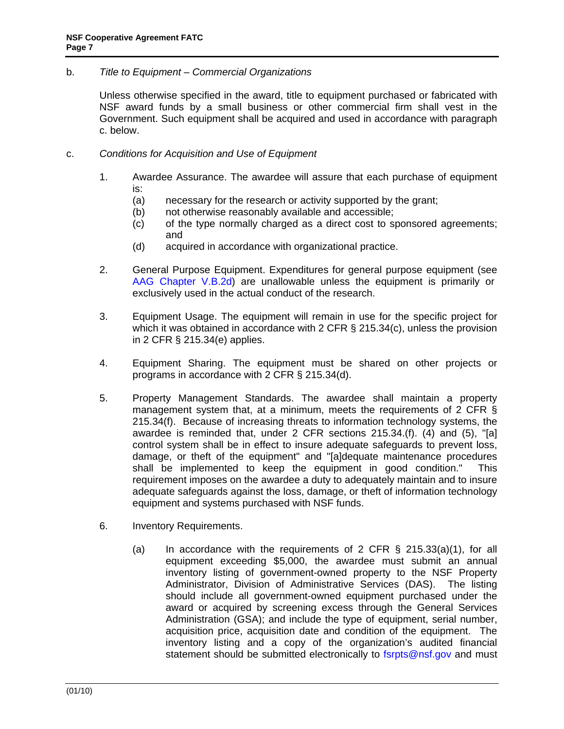b. *Title to Equipment – Commercial Organizations*

Unless otherwise specified in the award, title to equipment purchased or fabricated with NSF award funds by a small business or other commercial firm shall vest in the Government. Such equipment shall be acquired and used in accordance with paragraph c. below.

c. *Conditions for Acquisition and Use of Equipment*

1. Awardee Assurance. The awardee will assure that each purchase of equipment is:
   - (a) necessary for the research or activity supported by the grant;
   - (b) not otherwise reasonably available and accessible;
   - (c) of the type normally charged as a direct cost to sponsored agreements; and
   - (d) acquired in accordance with organizational practice.

2. General Purpose Equipment. Expenditures for general purpose equipment (see AAG Chapter V.B.2d) are unallowable unless the equipment is primarily or exclusively used in the actual conduct of the research.

3. Equipment Usage. The equipment will remain in use for the specific project for which it was obtained in accordance with 2 CFR § 215.34(c), unless the provision in 2 CFR § 215.34(e) applies.

4. Equipment Sharing. The equipment must be shared on other projects or programs in accordance with 2 CFR § 215.34(d).

5. Property Management Standards. The awardee shall maintain a property management system that, at a minimum, meets the requirements of 2 CFR § 215.34(f). Because of increasing threats to information technology systems, the awardee is reminded that, under 2 CFR sections 215.34.(f). (4) and (5), "[a] control system shall be in effect to insure adequate safeguards to prevent loss, damage, or theft of the equipment" and "[a]dequate maintenance procedures shall be implemented to keep the equipment in good condition." This requirement imposes on the awardee a duty to adequately maintain and to insure adequate safeguards against the loss, damage, or theft of information technology equipment and systems purchased with NSF funds.

6. Inventory Requirements.
   - (a) In accordance with the requirements of 2 CFR § 215.33(a)(1), for all equipment exceeding $5,000, the awardee must submit an annual inventory listing of government-owned property to the NSF Property Administrator, Division of Administrative Services (DAS). The listing should include all government-owned equipment purchased under the award or acquired by screening excess through the General Services Administration (GSA); and include the type of equipment, serial number, acquisition price, acquisition date and condition of the equipment. The inventory listing and a copy of the organization's audited financial statement should be submitted electronically to fsrpts@nsf.gov and must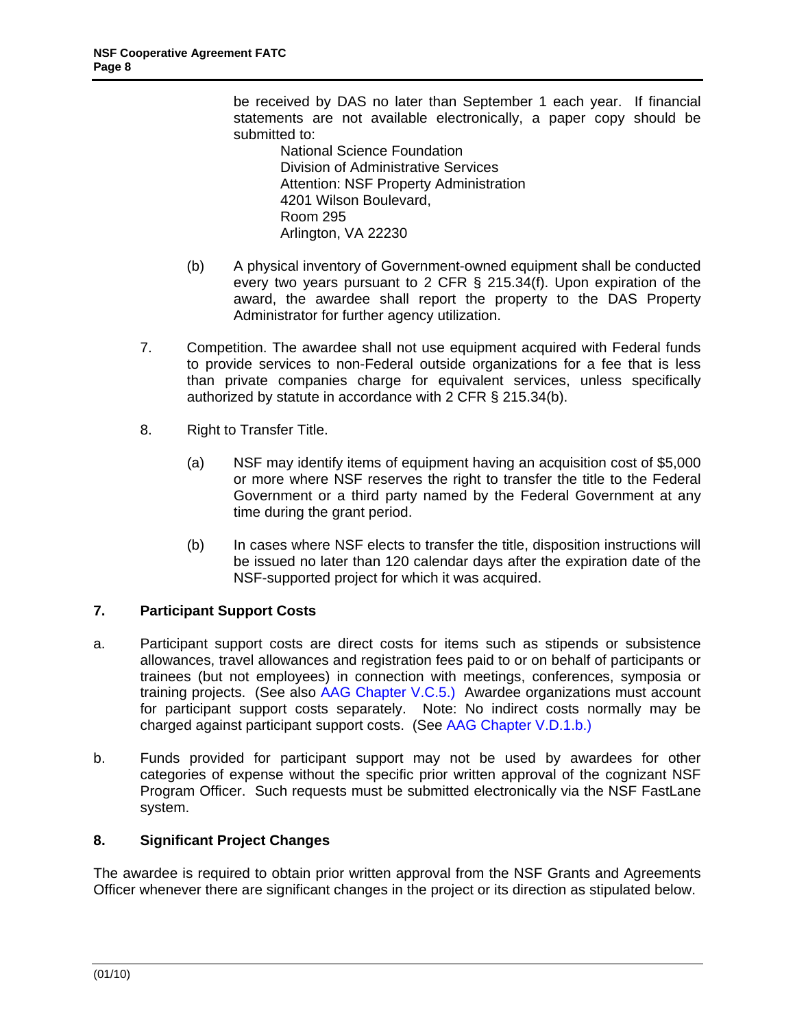be received by DAS no later than September 1 each year. If financial statements are not available electronically, a paper copy should be submitted to:

National Science Foundation
Division of Administrative Services
Attention: NSF Property Administration
4201 Wilson Boulevard,
Room 295
Arlington, VA 22230

(b) A physical inventory of Government-owned equipment shall be conducted every two years pursuant to 2 CFR § 215.34(f). Upon expiration of the award, the awardee shall report the property to the DAS Property Administrator for further agency utilization.

7. Competition. The awardee shall not use equipment acquired with Federal funds to provide services to non-Federal outside organizations for a fee that is less than private companies charge for equivalent services, unless specifically authorized by statute in accordance with 2 CFR § 215.34(b).

8. Right to Transfer Title.

(a) NSF may identify items of equipment having an acquisition cost of $5,000 or more where NSF reserves the right to transfer the title to the Federal Government or a third party named by the Federal Government at any time during the grant period.

(b) In cases where NSF elects to transfer the title, disposition instructions will be issued no later than 120 calendar days after the expiration date of the NSF-supported project for which it was acquired.

## 7. Participant Support Costs

a. Participant support costs are direct costs for items such as stipends or subsistence allowances, travel allowances and registration fees paid to or on behalf of participants or trainees (but not employees) in connection with meetings, conferences, symposia or training projects. (See also AAG Chapter V.C.5.) Awardee organizations must account for participant support costs separately. Note: No indirect costs normally may be charged against participant support costs. (See AAG Chapter V.D.1.b.)

b. Funds provided for participant support may not be used by awardees for other categories of expense without the specific prior written approval of the cognizant NSF Program Officer. Such requests must be submitted electronically via the NSF FastLane system.

## 8. Significant Project Changes

The awardee is required to obtain prior written approval from the NSF Grants and Agreements Officer whenever there are significant changes in the project or its direction as stipulated below.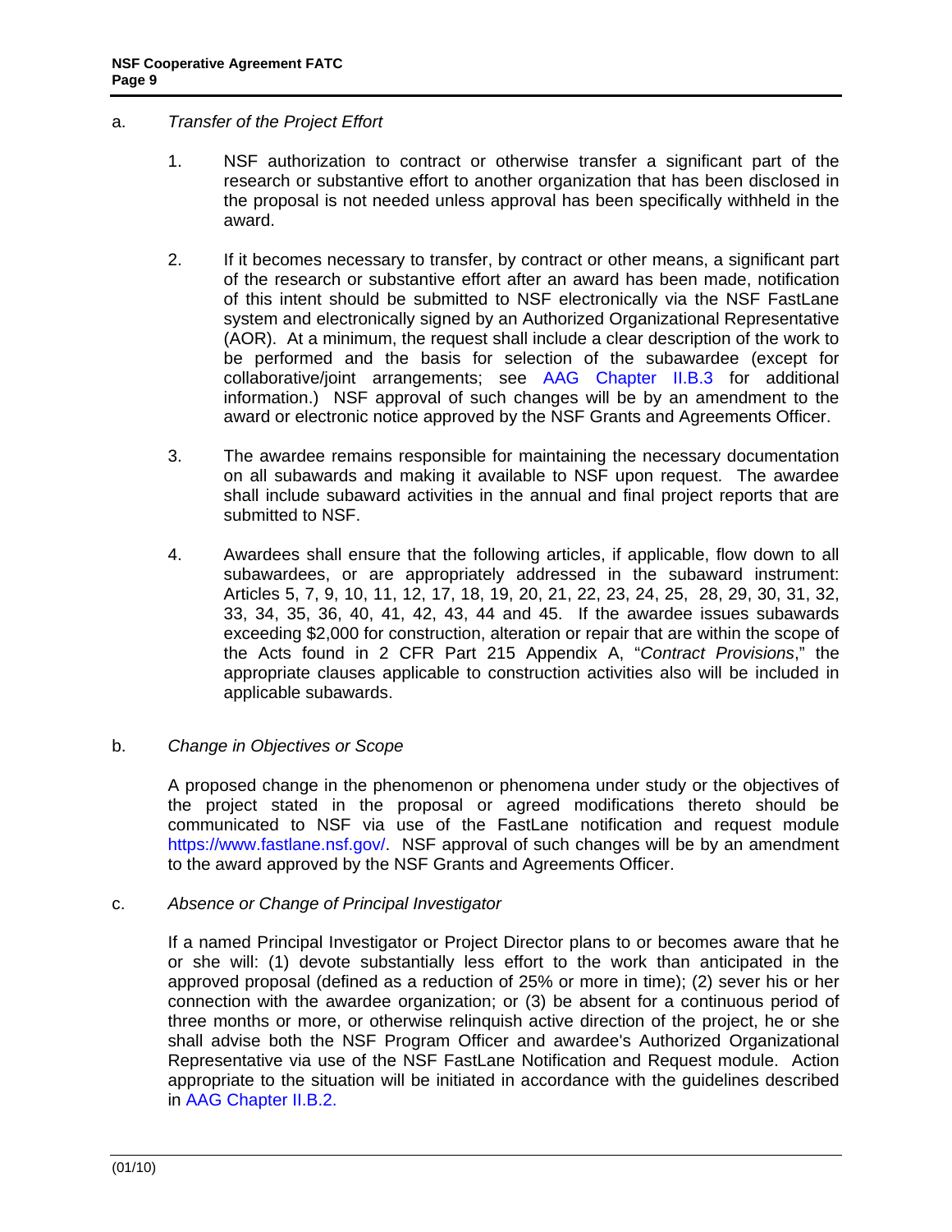a. *Transfer of the Project Effort*

1. NSF authorization to contract or otherwise transfer a significant part of the research or substantive effort to another organization that has been disclosed in the proposal is not needed unless approval has been specifically withheld in the award.

2. If it becomes necessary to transfer, by contract or other means, a significant part of the research or substantive effort after an award has been made, notification of this intent should be submitted to NSF electronically via the NSF FastLane system and electronically signed by an Authorized Organizational Representative (AOR). At a minimum, the request shall include a clear description of the work to be performed and the basis for selection of the subawardee (except for collaborative/joint arrangements; see AAG Chapter II.B.3 for additional information.) NSF approval of such changes will be by an amendment to the award or electronic notice approved by the NSF Grants and Agreements Officer.

3. The awardee remains responsible for maintaining the necessary documentation on all subawards and making it available to NSF upon request. The awardee shall include subaward activities in the annual and final project reports that are submitted to NSF.

4. Awardees shall ensure that the following articles, if applicable, flow down to all subawardees, or are appropriately addressed in the subaward instrument: Articles 5, 7, 9, 10, 11, 12, 17, 18, 19, 20, 21, 22, 23, 24, 25, 28, 29, 30, 31, 32, 33, 34, 35, 36, 40, 41, 42, 43, 44 and 45. If the awardee issues subawards exceeding $2,000 for construction, alteration or repair that are within the scope of the Acts found in 2 CFR Part 215 Appendix A, "*Contract Provisions*," the appropriate clauses applicable to construction activities also will be included in applicable subawards.

b. *Change in Objectives or Scope*

A proposed change in the phenomenon or phenomena under study or the objectives of the project stated in the proposal or agreed modifications thereto should be communicated to NSF via use of the FastLane notification and request module https://www.fastlane.nsf.gov/. NSF approval of such changes will be by an amendment to the award approved by the NSF Grants and Agreements Officer.

c. *Absence or Change of Principal Investigator*

If a named Principal Investigator or Project Director plans to or becomes aware that he or she will: (1) devote substantially less effort to the work than anticipated in the approved proposal (defined as a reduction of 25% or more in time); (2) sever his or her connection with the awardee organization; or (3) be absent for a continuous period of three months or more, or otherwise relinquish active direction of the project, he or she shall advise both the NSF Program Officer and awardee's Authorized Organizational Representative via use of the NSF FastLane Notification and Request module. Action appropriate to the situation will be initiated in accordance with the guidelines described in AAG Chapter II.B.2.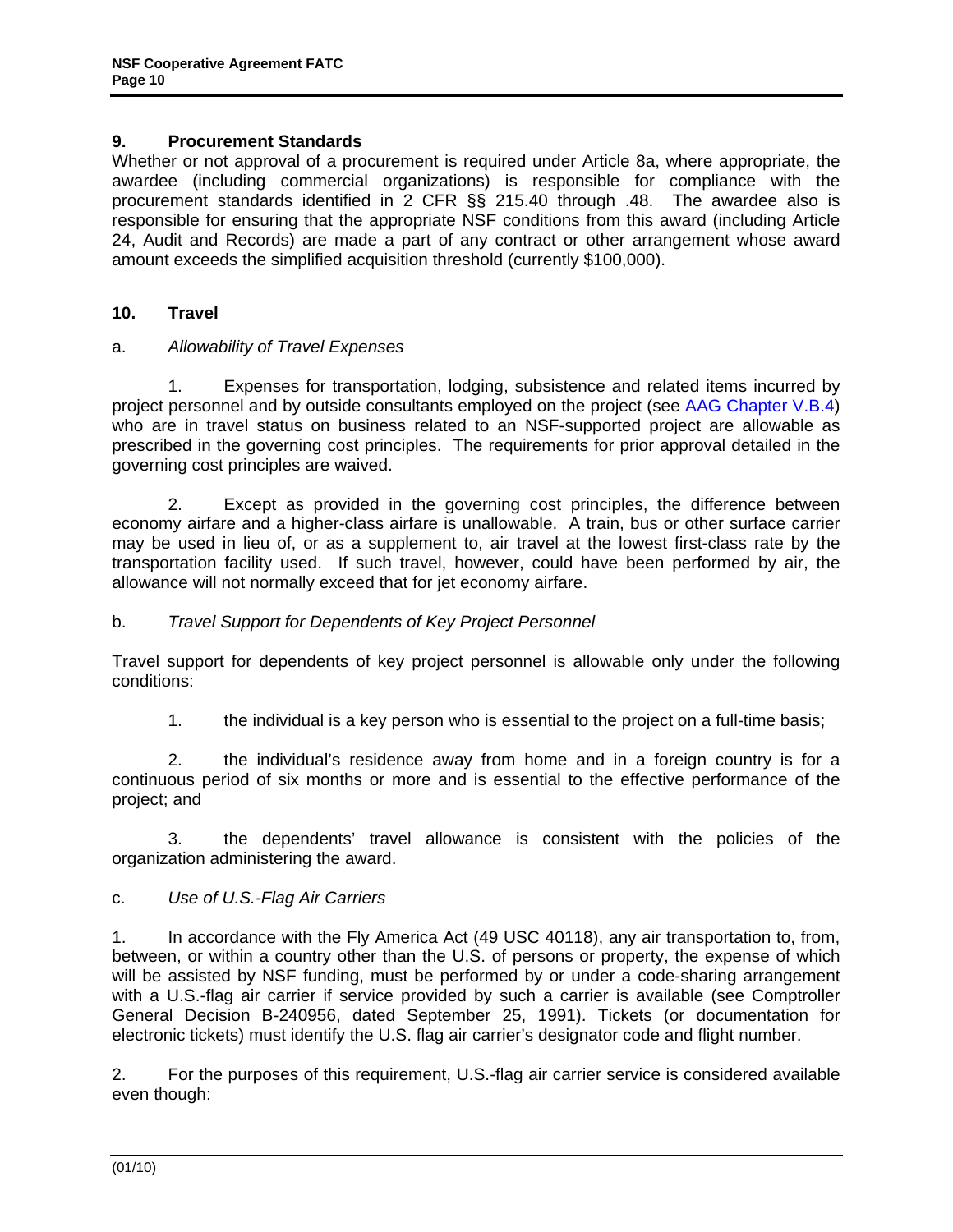## 9. Procurement Standards

Whether or not approval of a procurement is required under Article 8a, where appropriate, the awardee (including commercial organizations) is responsible for compliance with the procurement standards identified in 2 CFR §§ 215.40 through .48. The awardee also is responsible for ensuring that the appropriate NSF conditions from this award (including Article 24, Audit and Records) are made a part of any contract or other arrangement whose award amount exceeds the simplified acquisition threshold (currently $100,000).

## 10. Travel

a. *Allowability of Travel Expenses*

1. Expenses for transportation, lodging, subsistence and related items incurred by project personnel and by outside consultants employed on the project (see AAG Chapter V.B.4) who are in travel status on business related to an NSF-supported project are allowable as prescribed in the governing cost principles. The requirements for prior approval detailed in the governing cost principles are waived.

2. Except as provided in the governing cost principles, the difference between economy airfare and a higher-class airfare is unallowable. A train, bus or other surface carrier may be used in lieu of, or as a supplement to, air travel at the lowest first-class rate by the transportation facility used. If such travel, however, could have been performed by air, the allowance will not normally exceed that for jet economy airfare.

b. *Travel Support for Dependents of Key Project Personnel*

Travel support for dependents of key project personnel is allowable only under the following conditions:

1. the individual is a key person who is essential to the project on a full-time basis;

2. the individual's residence away from home and in a foreign country is for a continuous period of six months or more and is essential to the effective performance of the project; and

3. the dependents' travel allowance is consistent with the policies of the organization administering the award.

c. *Use of U.S.-Flag Air Carriers*

1. In accordance with the Fly America Act (49 USC 40118), any air transportation to, from, between, or within a country other than the U.S. of persons or property, the expense of which will be assisted by NSF funding, must be performed by or under a code-sharing arrangement with a U.S.-flag air carrier if service provided by such a carrier is available (see Comptroller General Decision B-240956, dated September 25, 1991). Tickets (or documentation for electronic tickets) must identify the U.S. flag air carrier's designator code and flight number.

2. For the purposes of this requirement, U.S.-flag air carrier service is considered available even though: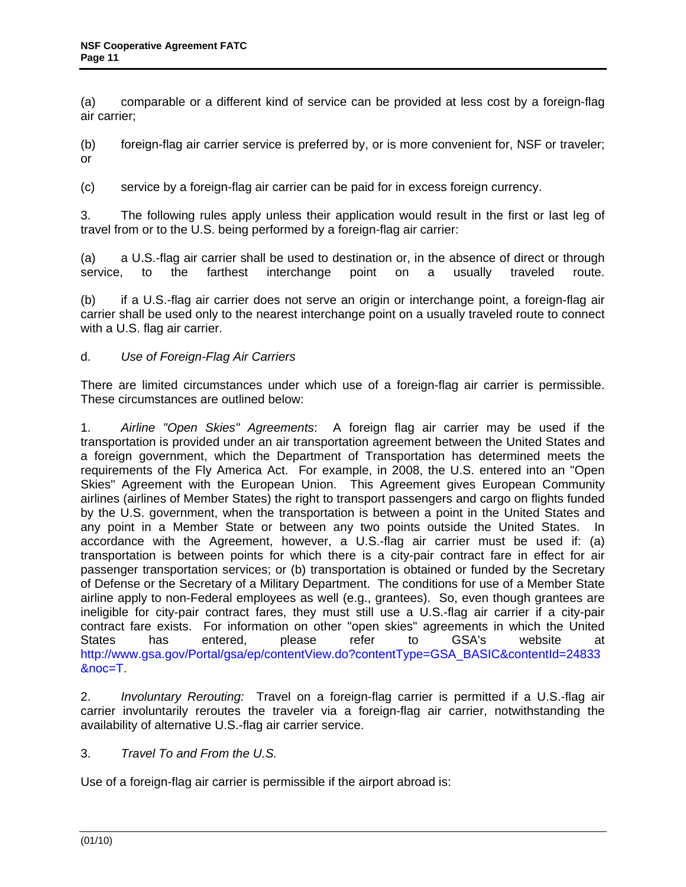(a) comparable or a different kind of service can be provided at less cost by a foreign-flag air carrier;

(b) foreign-flag air carrier service is preferred by, or is more convenient for, NSF or traveler; or

(c) service by a foreign-flag air carrier can be paid for in excess foreign currency.

3. The following rules apply unless their application would result in the first or last leg of travel from or to the U.S. being performed by a foreign-flag air carrier:

(a) a U.S.-flag air carrier shall be used to destination or, in the absence of direct or through service, to the farthest interchange point on a usually traveled route.

(b) if a U.S.-flag air carrier does not serve an origin or interchange point, a foreign-flag air carrier shall be used only to the nearest interchange point on a usually traveled route to connect with a U.S. flag air carrier.

d. *Use of Foreign-Flag Air Carriers*

There are limited circumstances under which use of a foreign-flag air carrier is permissible. These circumstances are outlined below:

1. *Airline "Open Skies" Agreements*: A foreign flag air carrier may be used if the transportation is provided under an air transportation agreement between the United States and a foreign government, which the Department of Transportation has determined meets the requirements of the Fly America Act. For example, in 2008, the U.S. entered into an "Open Skies" Agreement with the European Union. This Agreement gives European Community airlines (airlines of Member States) the right to transport passengers and cargo on flights funded by the U.S. government, when the transportation is between a point in the United States and any point in a Member State or between any two points outside the United States. In accordance with the Agreement, however, a U.S.-flag air carrier must be used if: (a) transportation is between points for which there is a city-pair contract fare in effect for air passenger transportation services; or (b) transportation is obtained or funded by the Secretary of Defense or the Secretary of a Military Department. The conditions for use of a Member State airline apply to non-Federal employees as well (e.g., grantees). So, even though grantees are ineligible for city-pair contract fares, they must still use a U.S.-flag air carrier if a city-pair contract fare exists. For information on other "open skies" agreements in which the United States has entered, please refer to GSA's website at http://www.gsa.gov/Portal/gsa/ep/contentView.do?contentType=GSA_BASIC&contentId=24833&noc=T.

2. *Involuntary Rerouting:* Travel on a foreign-flag carrier is permitted if a U.S.-flag air carrier involuntarily reroutes the traveler via a foreign-flag air carrier, notwithstanding the availability of alternative U.S.-flag air carrier service.

3. *Travel To and From the U.S.*

Use of a foreign-flag air carrier is permissible if the airport abroad is: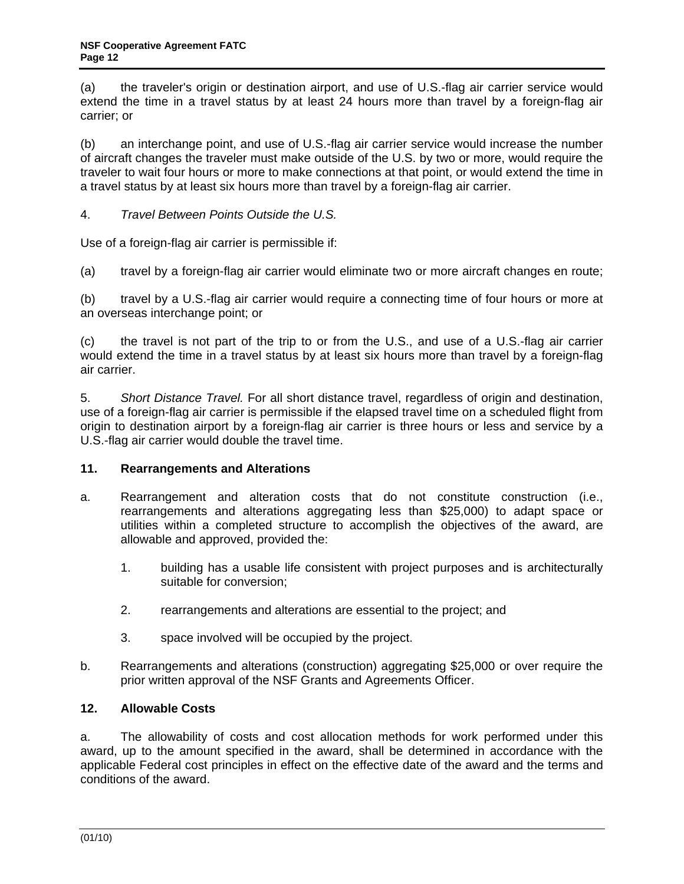(a) the traveler's origin or destination airport, and use of U.S.-flag air carrier service would extend the time in a travel status by at least 24 hours more than travel by a foreign-flag air carrier; or

(b) an interchange point, and use of U.S.-flag air carrier service would increase the number of aircraft changes the traveler must make outside of the U.S. by two or more, would require the traveler to wait four hours or more to make connections at that point, or would extend the time in a travel status by at least six hours more than travel by a foreign-flag air carrier.

4. *Travel Between Points Outside the U.S.*

Use of a foreign-flag air carrier is permissible if:

(a) travel by a foreign-flag air carrier would eliminate two or more aircraft changes en route;

(b) travel by a U.S.-flag air carrier would require a connecting time of four hours or more at an overseas interchange point; or

(c) the travel is not part of the trip to or from the U.S., and use of a U.S.-flag air carrier would extend the time in a travel status by at least six hours more than travel by a foreign-flag air carrier.

5. *Short Distance Travel.* For all short distance travel, regardless of origin and destination, use of a foreign-flag air carrier is permissible if the elapsed travel time on a scheduled flight from origin to destination airport by a foreign-flag air carrier is three hours or less and service by a U.S.-flag air carrier would double the travel time.

**11. Rearrangements and Alterations**

a. Rearrangement and alteration costs that do not constitute construction (i.e., rearrangements and alterations aggregating less than $25,000) to adapt space or utilities within a completed structure to accomplish the objectives of the award, are allowable and approved, provided the:

 1. building has a usable life consistent with project purposes and is architecturally suitable for conversion;

 2. rearrangements and alterations are essential to the project; and

 3. space involved will be occupied by the project.

b. Rearrangements and alterations (construction) aggregating $25,000 or over require the prior written approval of the NSF Grants and Agreements Officer.

**12. Allowable Costs**

a. The allowability of costs and cost allocation methods for work performed under this award, up to the amount specified in the award, shall be determined in accordance with the applicable Federal cost principles in effect on the effective date of the award and the terms and conditions of the award.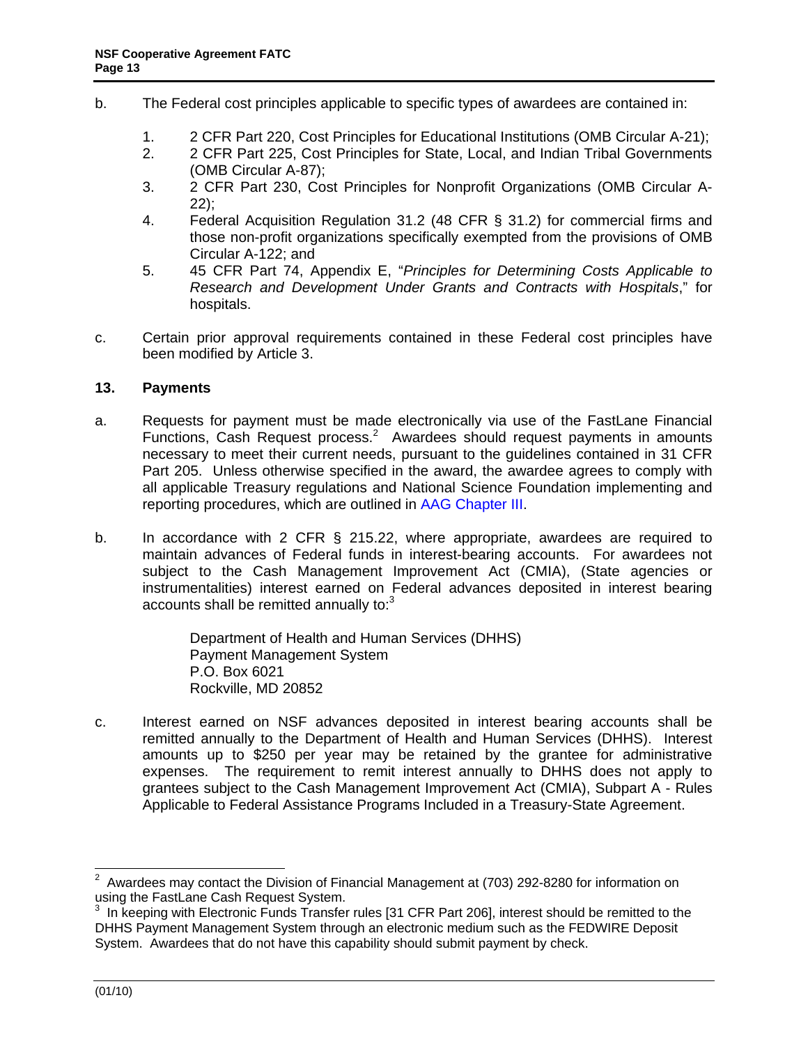b. The Federal cost principles applicable to specific types of awardees are contained in:

1. 2 CFR Part 220, Cost Principles for Educational Institutions (OMB Circular A-21);
2. 2 CFR Part 225, Cost Principles for State, Local, and Indian Tribal Governments (OMB Circular A-87);
3. 2 CFR Part 230, Cost Principles for Nonprofit Organizations (OMB Circular A-22);
4. Federal Acquisition Regulation 31.2 (48 CFR § 31.2) for commercial firms and those non-profit organizations specifically exempted from the provisions of OMB Circular A-122; and
5. 45 CFR Part 74, Appendix E, "*Principles for Determining Costs Applicable to Research and Development Under Grants and Contracts with Hospitals*," for hospitals.

c. Certain prior approval requirements contained in these Federal cost principles have been modified by Article 3.

## 13. Payments

a. Requests for payment must be made electronically via use of the FastLane Financial Functions, Cash Request process.[2] Awardees should request payments in amounts necessary to meet their current needs, pursuant to the guidelines contained in 31 CFR Part 205. Unless otherwise specified in the award, the awardee agrees to comply with all applicable Treasury regulations and National Science Foundation implementing and reporting procedures, which are outlined in AAG Chapter III.

b. In accordance with 2 CFR § 215.22, where appropriate, awardees are required to maintain advances of Federal funds in interest-bearing accounts. For awardees not subject to the Cash Management Improvement Act (CMIA), (State agencies or instrumentalities) interest earned on Federal advances deposited in interest bearing accounts shall be remitted annually to:[3]

   Department of Health and Human Services (DHHS)
   Payment Management System
   P.O. Box 6021
   Rockville, MD 20852

c. Interest earned on NSF advances deposited in interest bearing accounts shall be remitted annually to the Department of Health and Human Services (DHHS). Interest amounts up to $250 per year may be retained by the grantee for administrative expenses. The requirement to remit interest annually to DHHS does not apply to grantees subject to the Cash Management Improvement Act (CMIA), Subpart A - Rules Applicable to Federal Assistance Programs Included in a Treasury-State Agreement.

---

[2] Awardees may contact the Division of Financial Management at (703) 292-8280 for information on using the FastLane Cash Request System.

[3] In keeping with Electronic Funds Transfer rules [31 CFR Part 206], interest should be remitted to the DHHS Payment Management System through an electronic medium such as the FEDWIRE Deposit System. Awardees that do not have this capability should submit payment by check.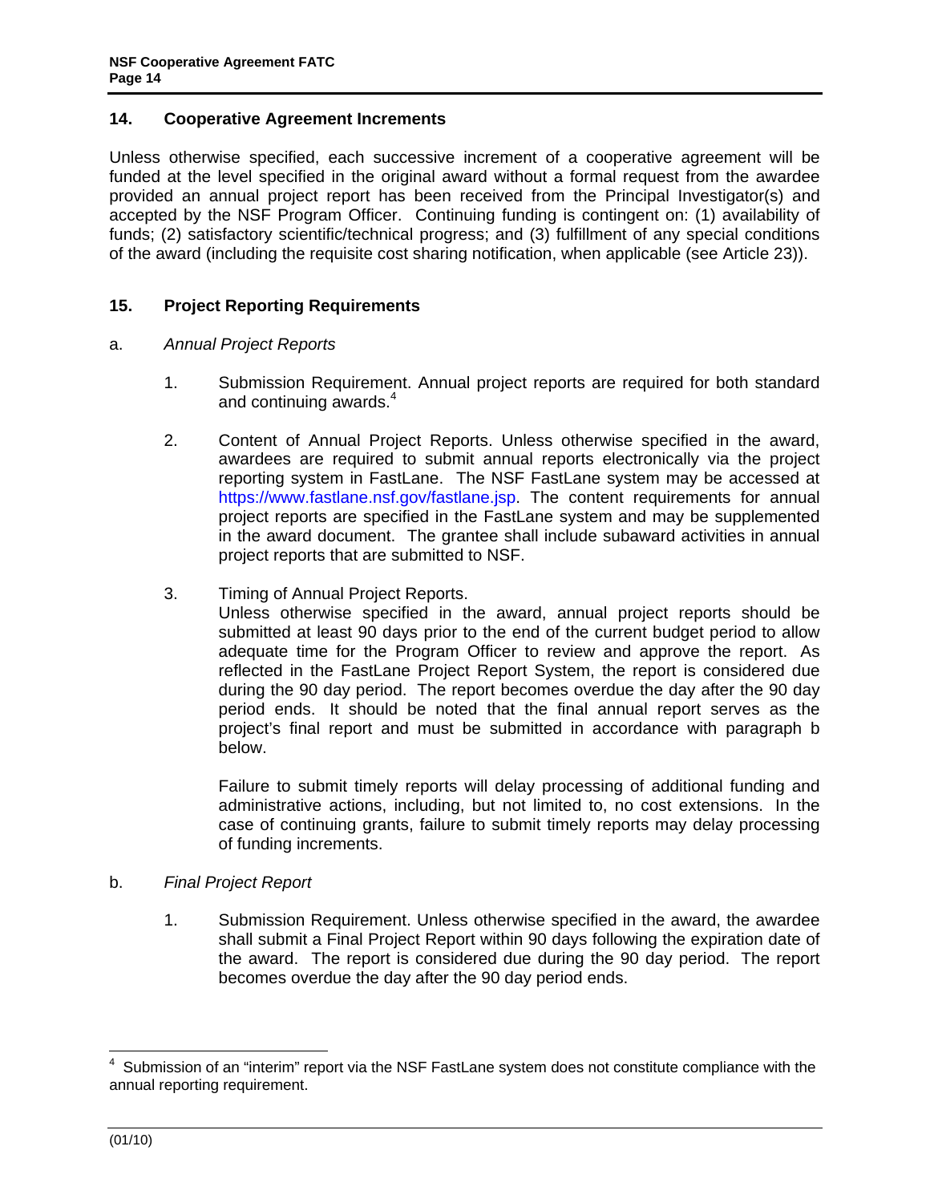## 14. Cooperative Agreement Increments

Unless otherwise specified, each successive increment of a cooperative agreement will be funded at the level specified in the original award without a formal request from the awardee provided an annual project report has been received from the Principal Investigator(s) and accepted by the NSF Program Officer. Continuing funding is contingent on: (1) availability of funds; (2) satisfactory scientific/technical progress; and (3) fulfillment of any special conditions of the award (including the requisite cost sharing notification, when applicable (see Article 23)).

## 15. Project Reporting Requirements

a. *Annual Project Reports*

1. Submission Requirement. Annual project reports are required for both standard and continuing awards.[4]

2. Content of Annual Project Reports. Unless otherwise specified in the award, awardees are required to submit annual reports electronically via the project reporting system in FastLane. The NSF FastLane system may be accessed at https://www.fastlane.nsf.gov/fastlane.jsp. The content requirements for annual project reports are specified in the FastLane system and may be supplemented in the award document. The grantee shall include subaward activities in annual project reports that are submitted to NSF.

3. Timing of Annual Project Reports.
   Unless otherwise specified in the award, annual project reports should be submitted at least 90 days prior to the end of the current budget period to allow adequate time for the Program Officer to review and approve the report. As reflected in the FastLane Project Report System, the report is considered due during the 90 day period. The report becomes overdue the day after the 90 day period ends. It should be noted that the final annual report serves as the project's final report and must be submitted in accordance with paragraph b below.

   Failure to submit timely reports will delay processing of additional funding and administrative actions, including, but not limited to, no cost extensions. In the case of continuing grants, failure to submit timely reports may delay processing of funding increments.

b. *Final Project Report*

1. Submission Requirement. Unless otherwise specified in the award, the awardee shall submit a Final Project Report within 90 days following the expiration date of the award. The report is considered due during the 90 day period. The report becomes overdue the day after the 90 day period ends.

---

[4] Submission of an "interim" report via the NSF FastLane system does not constitute compliance with the annual reporting requirement.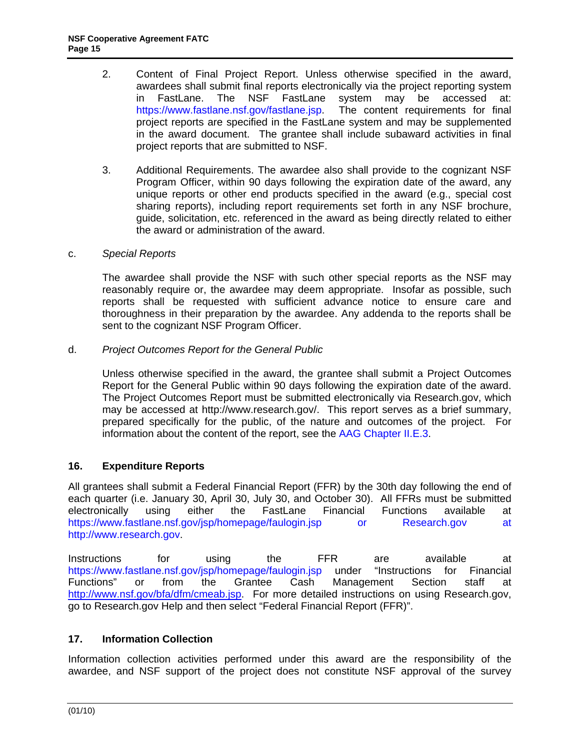2. Content of Final Project Report. Unless otherwise specified in the award, awardees shall submit final reports electronically via the project reporting system in FastLane. The NSF FastLane system may be accessed at: https://www.fastlane.nsf.gov/fastlane.jsp. The content requirements for final project reports are specified in the FastLane system and may be supplemented in the award document. The grantee shall include subaward activities in final project reports that are submitted to NSF.

3. Additional Requirements. The awardee also shall provide to the cognizant NSF Program Officer, within 90 days following the expiration date of the award, any unique reports or other end products specified in the award (e.g., special cost sharing reports), including report requirements set forth in any NSF brochure, guide, solicitation, etc. referenced in the award as being directly related to either the award or administration of the award.

c. *Special Reports*

The awardee shall provide the NSF with such other special reports as the NSF may reasonably require or, the awardee may deem appropriate. Insofar as possible, such reports shall be requested with sufficient advance notice to ensure care and thoroughness in their preparation by the awardee. Any addenda to the reports shall be sent to the cognizant NSF Program Officer.

d. *Project Outcomes Report for the General Public*

Unless otherwise specified in the award, the grantee shall submit a Project Outcomes Report for the General Public within 90 days following the expiration date of the award. The Project Outcomes Report must be submitted electronically via Research.gov, which may be accessed at http://www.research.gov/. This report serves as a brief summary, prepared specifically for the public, of the nature and outcomes of the project. For information about the content of the report, see the AAG Chapter II.E.3.

## 16. Expenditure Reports

All grantees shall submit a Federal Financial Report (FFR) by the 30th day following the end of each quarter (i.e. January 30, April 30, July 30, and October 30). All FFRs must be submitted electronically using either the FastLane Financial Functions available at https://www.fastlane.nsf.gov/jsp/homepage/faulogin.jsp or Research.gov at http://www.research.gov.

Instructions for using the FFR are available at https://www.fastlane.nsf.gov/jsp/homepage/faulogin.jsp under "Instructions for Financial Functions" or from the Grantee Cash Management Section staff at http://www.nsf.gov/bfa/dfm/cmeab.jsp. For more detailed instructions on using Research.gov, go to Research.gov Help and then select "Federal Financial Report (FFR)".

## 17. Information Collection

Information collection activities performed under this award are the responsibility of the awardee, and NSF support of the project does not constitute NSF approval of the survey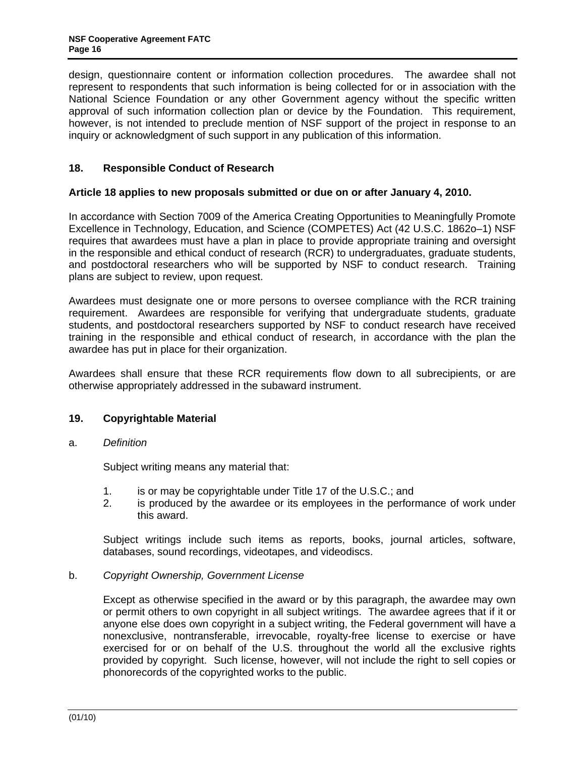design, questionnaire content or information collection procedures. The awardee shall not represent to respondents that such information is being collected for or in association with the National Science Foundation or any other Government agency without the specific written approval of such information collection plan or device by the Foundation. This requirement, however, is not intended to preclude mention of NSF support of the project in response to an inquiry or acknowledgment of such support in any publication of this information.

## 18. Responsible Conduct of Research

**Article 18 applies to new proposals submitted or due on or after January 4, 2010.**

In accordance with Section 7009 of the America Creating Opportunities to Meaningfully Promote Excellence in Technology, Education, and Science (COMPETES) Act (42 U.S.C. 1862o–1) NSF requires that awardees must have a plan in place to provide appropriate training and oversight in the responsible and ethical conduct of research (RCR) to undergraduates, graduate students, and postdoctoral researchers who will be supported by NSF to conduct research. Training plans are subject to review, upon request.

Awardees must designate one or more persons to oversee compliance with the RCR training requirement. Awardees are responsible for verifying that undergraduate students, graduate students, and postdoctoral researchers supported by NSF to conduct research have received training in the responsible and ethical conduct of research, in accordance with the plan the awardee has put in place for their organization.

Awardees shall ensure that these RCR requirements flow down to all subrecipients, or are otherwise appropriately addressed in the subaward instrument.

## 19. Copyrightable Material

a. *Definition*

Subject writing means any material that:

1. is or may be copyrightable under Title 17 of the U.S.C.; and
2. is produced by the awardee or its employees in the performance of work under this award.

Subject writings include such items as reports, books, journal articles, software, databases, sound recordings, videotapes, and videodiscs.

b. *Copyright Ownership, Government License*

Except as otherwise specified in the award or by this paragraph, the awardee may own or permit others to own copyright in all subject writings. The awardee agrees that if it or anyone else does own copyright in a subject writing, the Federal government will have a nonexclusive, nontransferable, irrevocable, royalty-free license to exercise or have exercised for or on behalf of the U.S. throughout the world all the exclusive rights provided by copyright. Such license, however, will not include the right to sell copies or phonorecords of the copyrighted works to the public.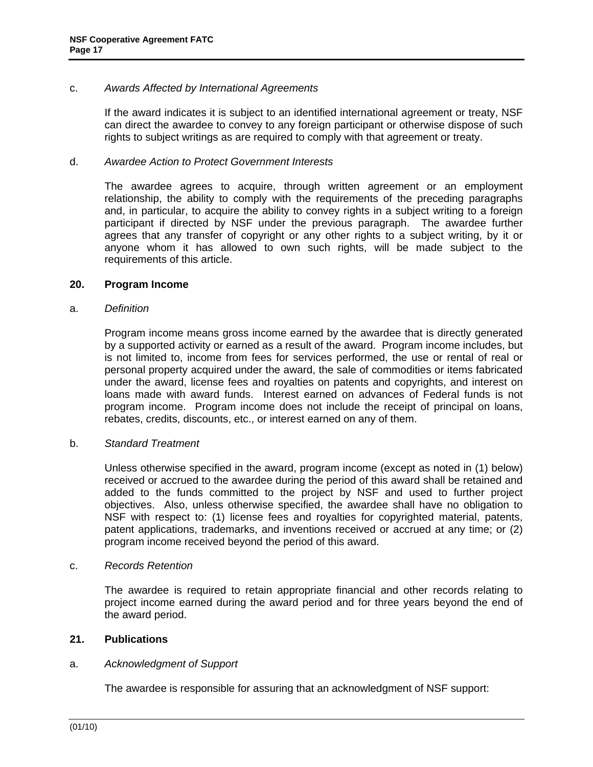c. *Awards Affected by International Agreements*

If the award indicates it is subject to an identified international agreement or treaty, NSF can direct the awardee to convey to any foreign participant or otherwise dispose of such rights to subject writings as are required to comply with that agreement or treaty.

d. *Awardee Action to Protect Government Interests*

The awardee agrees to acquire, through written agreement or an employment relationship, the ability to comply with the requirements of the preceding paragraphs and, in particular, to acquire the ability to convey rights in a subject writing to a foreign participant if directed by NSF under the previous paragraph. The awardee further agrees that any transfer of copyright or any other rights to a subject writing, by it or anyone whom it has allowed to own such rights, will be made subject to the requirements of this article.

## 20. Program Income

a. *Definition*

Program income means gross income earned by the awardee that is directly generated by a supported activity or earned as a result of the award. Program income includes, but is not limited to, income from fees for services performed, the use or rental of real or personal property acquired under the award, the sale of commodities or items fabricated under the award, license fees and royalties on patents and copyrights, and interest on loans made with award funds. Interest earned on advances of Federal funds is not program income. Program income does not include the receipt of principal on loans, rebates, credits, discounts, etc., or interest earned on any of them.

b. *Standard Treatment*

Unless otherwise specified in the award, program income (except as noted in (1) below) received or accrued to the awardee during the period of this award shall be retained and added to the funds committed to the project by NSF and used to further project objectives. Also, unless otherwise specified, the awardee shall have no obligation to NSF with respect to: (1) license fees and royalties for copyrighted material, patents, patent applications, trademarks, and inventions received or accrued at any time; or (2) program income received beyond the period of this award.

c. *Records Retention*

The awardee is required to retain appropriate financial and other records relating to project income earned during the award period and for three years beyond the end of the award period.

## 21. Publications

a. *Acknowledgment of Support*

The awardee is responsible for assuring that an acknowledgment of NSF support: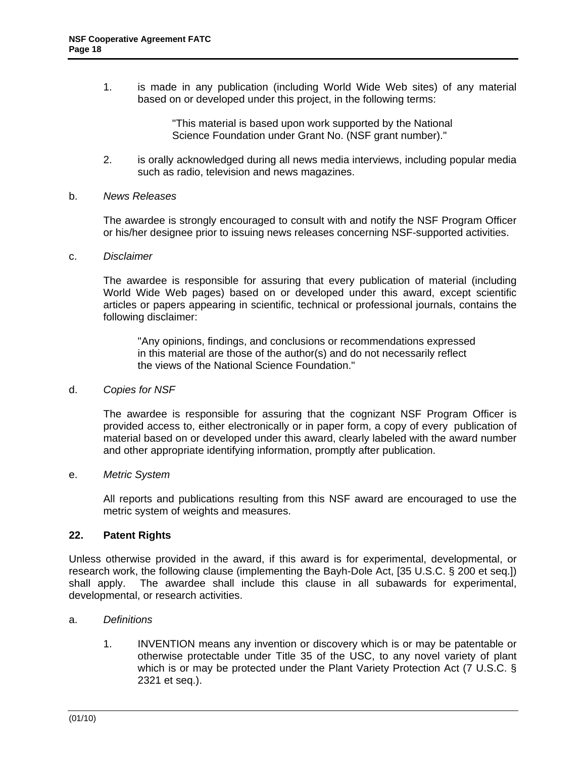1. is made in any publication (including World Wide Web sites) of any material based on or developed under this project, in the following terms:

   "This material is based upon work supported by the National Science Foundation under Grant No. (NSF grant number)."

2. is orally acknowledged during all news media interviews, including popular media such as radio, television and news magazines.

b. *News Releases*

The awardee is strongly encouraged to consult with and notify the NSF Program Officer or his/her designee prior to issuing news releases concerning NSF-supported activities.

c. *Disclaimer*

The awardee is responsible for assuring that every publication of material (including World Wide Web pages) based on or developed under this award, except scientific articles or papers appearing in scientific, technical or professional journals, contains the following disclaimer:

"Any opinions, findings, and conclusions or recommendations expressed in this material are those of the author(s) and do not necessarily reflect the views of the National Science Foundation."

d. *Copies for NSF*

The awardee is responsible for assuring that the cognizant NSF Program Officer is provided access to, either electronically or in paper form, a copy of every publication of material based on or developed under this award, clearly labeled with the award number and other appropriate identifying information, promptly after publication.

e. *Metric System*

All reports and publications resulting from this NSF award are encouraged to use the metric system of weights and measures.

**22. Patent Rights**

Unless otherwise provided in the award, if this award is for experimental, developmental, or research work, the following clause (implementing the Bayh-Dole Act, [35 U.S.C. § 200 et seq.]) shall apply. The awardee shall include this clause in all subawards for experimental, developmental, or research activities.

a. *Definitions*

1. INVENTION means any invention or discovery which is or may be patentable or otherwise protectable under Title 35 of the USC, to any novel variety of plant which is or may be protected under the Plant Variety Protection Act (7 U.S.C. § 2321 et seq.).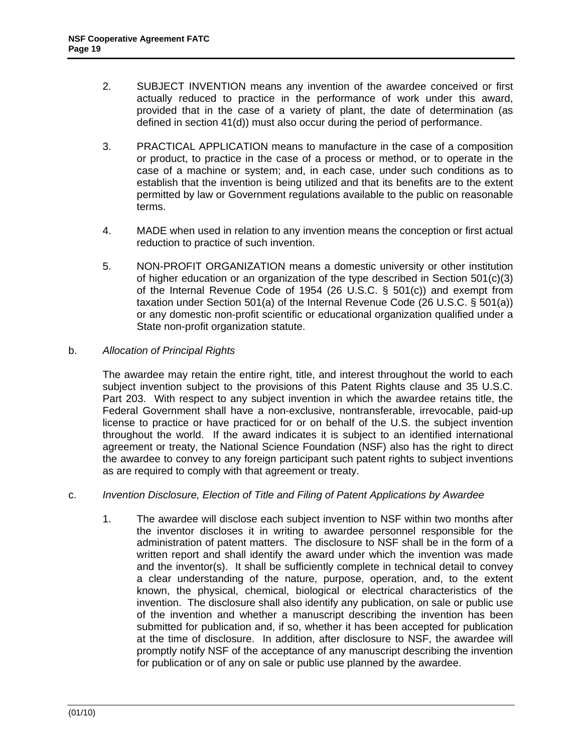2. SUBJECT INVENTION means any invention of the awardee conceived or first actually reduced to practice in the performance of work under this award, provided that in the case of a variety of plant, the date of determination (as defined in section 41(d)) must also occur during the period of performance.

3. PRACTICAL APPLICATION means to manufacture in the case of a composition or product, to practice in the case of a process or method, or to operate in the case of a machine or system; and, in each case, under such conditions as to establish that the invention is being utilized and that its benefits are to the extent permitted by law or Government regulations available to the public on reasonable terms.

4. MADE when used in relation to any invention means the conception or first actual reduction to practice of such invention.

5. NON-PROFIT ORGANIZATION means a domestic university or other institution of higher education or an organization of the type described in Section 501(c)(3) of the Internal Revenue Code of 1954 (26 U.S.C. § 501(c)) and exempt from taxation under Section 501(a) of the Internal Revenue Code (26 U.S.C. § 501(a)) or any domestic non-profit scientific or educational organization qualified under a State non-profit organization statute.

b. *Allocation of Principal Rights*

The awardee may retain the entire right, title, and interest throughout the world to each subject invention subject to the provisions of this Patent Rights clause and 35 U.S.C. Part 203. With respect to any subject invention in which the awardee retains title, the Federal Government shall have a non-exclusive, nontransferable, irrevocable, paid-up license to practice or have practiced for or on behalf of the U.S. the subject invention throughout the world. If the award indicates it is subject to an identified international agreement or treaty, the National Science Foundation (NSF) also has the right to direct the awardee to convey to any foreign participant such patent rights to subject inventions as are required to comply with that agreement or treaty.

c. *Invention Disclosure, Election of Title and Filing of Patent Applications by Awardee*

1. The awardee will disclose each subject invention to NSF within two months after the inventor discloses it in writing to awardee personnel responsible for the administration of patent matters. The disclosure to NSF shall be in the form of a written report and shall identify the award under which the invention was made and the inventor(s). It shall be sufficiently complete in technical detail to convey a clear understanding of the nature, purpose, operation, and, to the extent known, the physical, chemical, biological or electrical characteristics of the invention. The disclosure shall also identify any publication, on sale or public use of the invention and whether a manuscript describing the invention has been submitted for publication and, if so, whether it has been accepted for publication at the time of disclosure. In addition, after disclosure to NSF, the awardee will promptly notify NSF of the acceptance of any manuscript describing the invention for publication or of any on sale or public use planned by the awardee.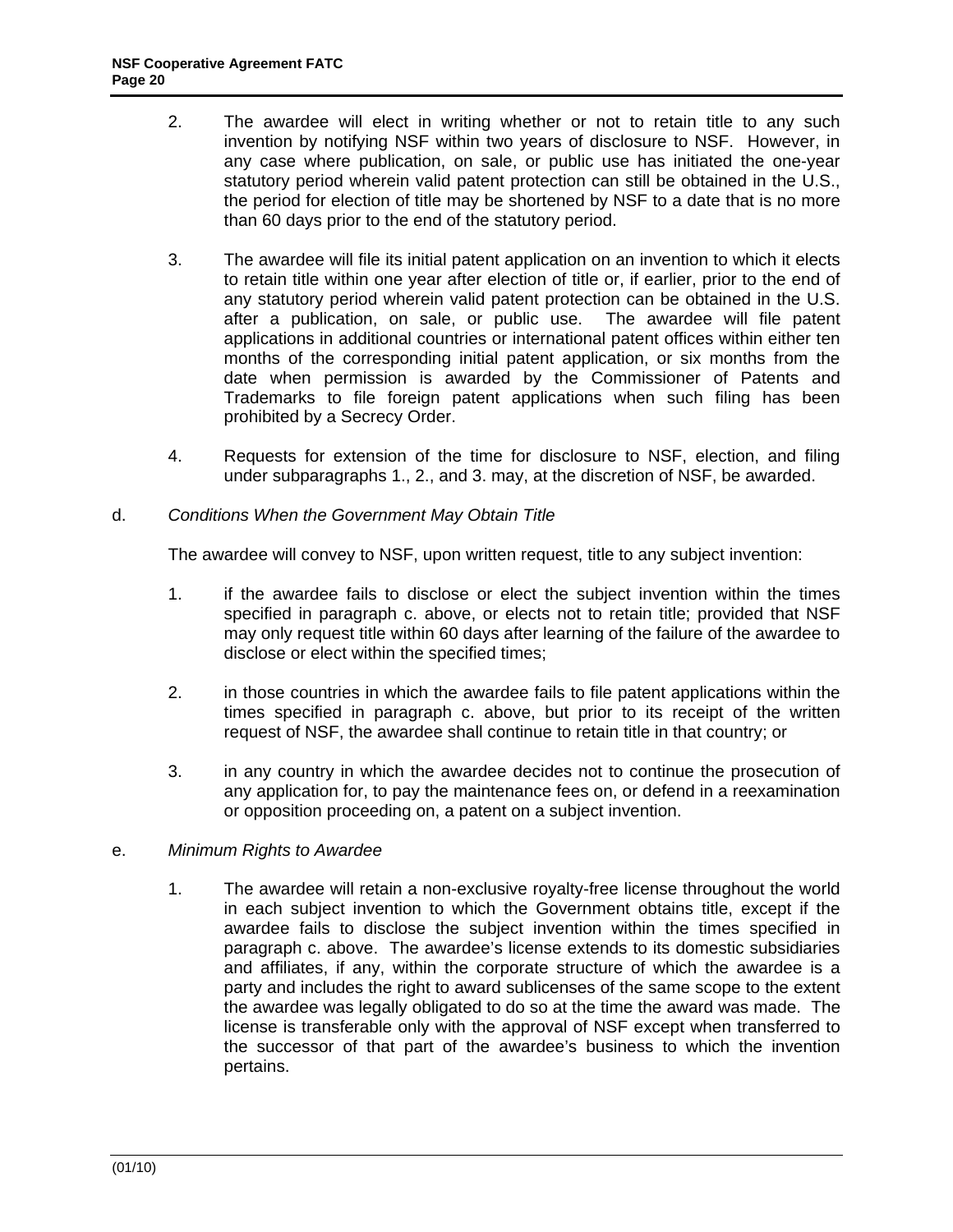2. The awardee will elect in writing whether or not to retain title to any such invention by notifying NSF within two years of disclosure to NSF. However, in any case where publication, on sale, or public use has initiated the one-year statutory period wherein valid patent protection can still be obtained in the U.S., the period for election of title may be shortened by NSF to a date that is no more than 60 days prior to the end of the statutory period.

3. The awardee will file its initial patent application on an invention to which it elects to retain title within one year after election of title or, if earlier, prior to the end of any statutory period wherein valid patent protection can be obtained in the U.S. after a publication, on sale, or public use. The awardee will file patent applications in additional countries or international patent offices within either ten months of the corresponding initial patent application, or six months from the date when permission is awarded by the Commissioner of Patents and Trademarks to file foreign patent applications when such filing has been prohibited by a Secrecy Order.

4. Requests for extension of the time for disclosure to NSF, election, and filing under subparagraphs 1., 2., and 3. may, at the discretion of NSF, be awarded.

d. *Conditions When the Government May Obtain Title*

The awardee will convey to NSF, upon written request, title to any subject invention:

1. if the awardee fails to disclose or elect the subject invention within the times specified in paragraph c. above, or elects not to retain title; provided that NSF may only request title within 60 days after learning of the failure of the awardee to disclose or elect within the specified times;

2. in those countries in which the awardee fails to file patent applications within the times specified in paragraph c. above, but prior to its receipt of the written request of NSF, the awardee shall continue to retain title in that country; or

3. in any country in which the awardee decides not to continue the prosecution of any application for, to pay the maintenance fees on, or defend in a reexamination or opposition proceeding on, a patent on a subject invention.

e. *Minimum Rights to Awardee*

1. The awardee will retain a non-exclusive royalty-free license throughout the world in each subject invention to which the Government obtains title, except if the awardee fails to disclose the subject invention within the times specified in paragraph c. above. The awardee's license extends to its domestic subsidiaries and affiliates, if any, within the corporate structure of which the awardee is a party and includes the right to award sublicenses of the same scope to the extent the awardee was legally obligated to do so at the time the award was made. The license is transferable only with the approval of NSF except when transferred to the successor of that part of the awardee's business to which the invention pertains.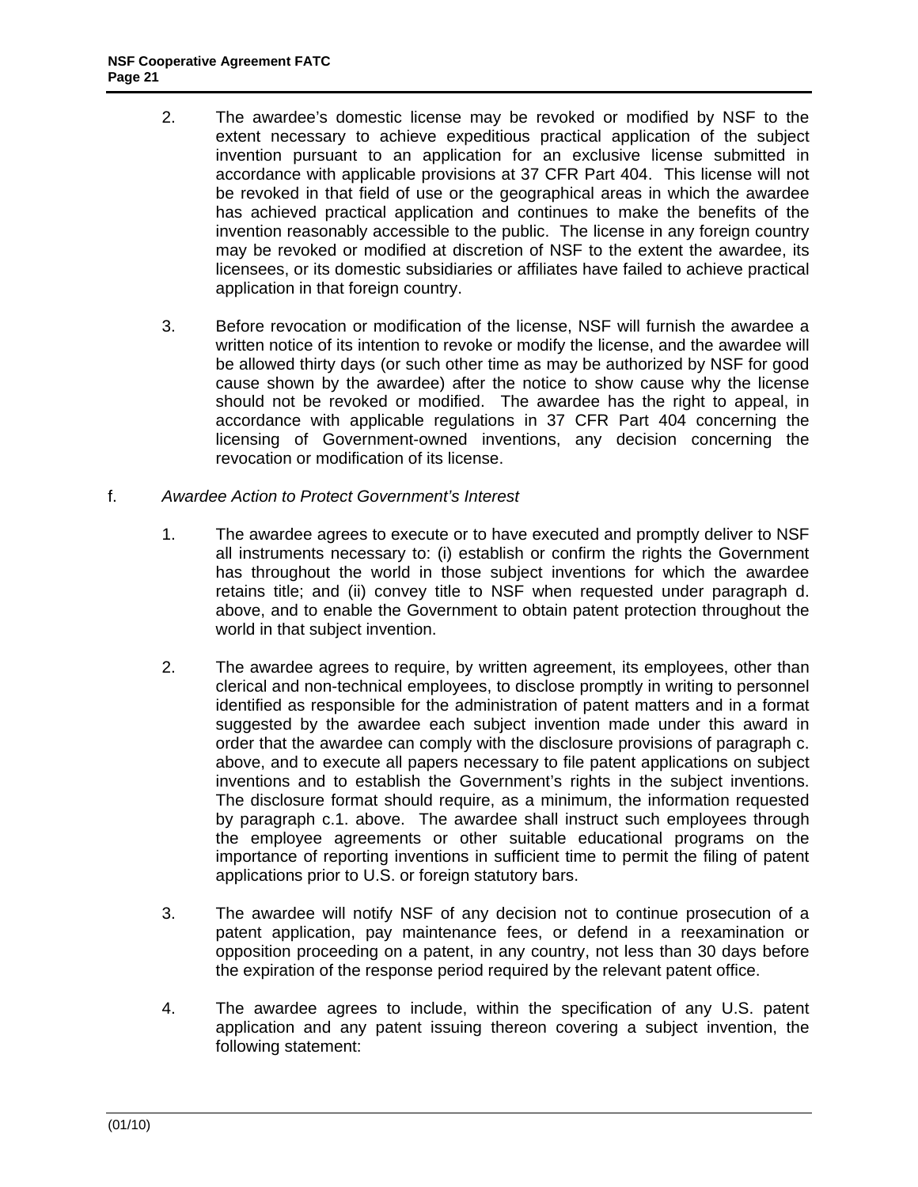2. The awardee's domestic license may be revoked or modified by NSF to the extent necessary to achieve expeditious practical application of the subject invention pursuant to an application for an exclusive license submitted in accordance with applicable provisions at 37 CFR Part 404. This license will not be revoked in that field of use or the geographical areas in which the awardee has achieved practical application and continues to make the benefits of the invention reasonably accessible to the public. The license in any foreign country may be revoked or modified at discretion of NSF to the extent the awardee, its licensees, or its domestic subsidiaries or affiliates have failed to achieve practical application in that foreign country.

3. Before revocation or modification of the license, NSF will furnish the awardee a written notice of its intention to revoke or modify the license, and the awardee will be allowed thirty days (or such other time as may be authorized by NSF for good cause shown by the awardee) after the notice to show cause why the license should not be revoked or modified. The awardee has the right to appeal, in accordance with applicable regulations in 37 CFR Part 404 concerning the licensing of Government-owned inventions, any decision concerning the revocation or modification of its license.

f. *Awardee Action to Protect Government's Interest*

1. The awardee agrees to execute or to have executed and promptly deliver to NSF all instruments necessary to: (i) establish or confirm the rights the Government has throughout the world in those subject inventions for which the awardee retains title; and (ii) convey title to NSF when requested under paragraph d. above, and to enable the Government to obtain patent protection throughout the world in that subject invention.

2. The awardee agrees to require, by written agreement, its employees, other than clerical and non-technical employees, to disclose promptly in writing to personnel identified as responsible for the administration of patent matters and in a format suggested by the awardee each subject invention made under this award in order that the awardee can comply with the disclosure provisions of paragraph c. above, and to execute all papers necessary to file patent applications on subject inventions and to establish the Government's rights in the subject inventions. The disclosure format should require, as a minimum, the information requested by paragraph c.1. above. The awardee shall instruct such employees through the employee agreements or other suitable educational programs on the importance of reporting inventions in sufficient time to permit the filing of patent applications prior to U.S. or foreign statutory bars.

3. The awardee will notify NSF of any decision not to continue prosecution of a patent application, pay maintenance fees, or defend in a reexamination or opposition proceeding on a patent, in any country, not less than 30 days before the expiration of the response period required by the relevant patent office.

4. The awardee agrees to include, within the specification of any U.S. patent application and any patent issuing thereon covering a subject invention, the following statement: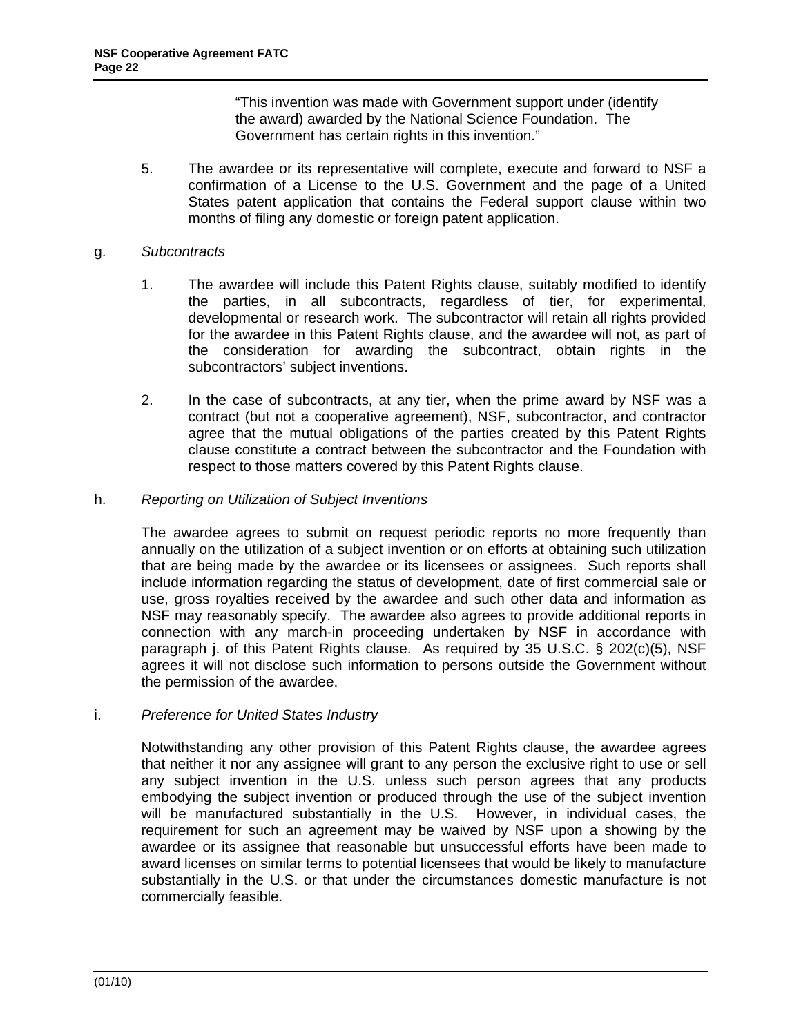"This invention was made with Government support under (identify the award) awarded by the National Science Foundation. The Government has certain rights in this invention."

5. The awardee or its representative will complete, execute and forward to NSF a confirmation of a License to the U.S. Government and the page of a United States patent application that contains the Federal support clause within two months of filing any domestic or foreign patent application.

g. *Subcontracts*

1. The awardee will include this Patent Rights clause, suitably modified to identify the parties, in all subcontracts, regardless of tier, for experimental, developmental or research work. The subcontractor will retain all rights provided for the awardee in this Patent Rights clause, and the awardee will not, as part of the consideration for awarding the subcontract, obtain rights in the subcontractors' subject inventions.

2. In the case of subcontracts, at any tier, when the prime award by NSF was a contract (but not a cooperative agreement), NSF, subcontractor, and contractor agree that the mutual obligations of the parties created by this Patent Rights clause constitute a contract between the subcontractor and the Foundation with respect to those matters covered by this Patent Rights clause.

h. *Reporting on Utilization of Subject Inventions*

The awardee agrees to submit on request periodic reports no more frequently than annually on the utilization of a subject invention or on efforts at obtaining such utilization that are being made by the awardee or its licensees or assignees. Such reports shall include information regarding the status of development, date of first commercial sale or use, gross royalties received by the awardee and such other data and information as NSF may reasonably specify. The awardee also agrees to provide additional reports in connection with any march-in proceeding undertaken by NSF in accordance with paragraph j. of this Patent Rights clause. As required by 35 U.S.C. § 202(c)(5), NSF agrees it will not disclose such information to persons outside the Government without the permission of the awardee.

i. *Preference for United States Industry*

Notwithstanding any other provision of this Patent Rights clause, the awardee agrees that neither it nor any assignee will grant to any person the exclusive right to use or sell any subject invention in the U.S. unless such person agrees that any products embodying the subject invention or produced through the use of the subject invention will be manufactured substantially in the U.S. However, in individual cases, the requirement for such an agreement may be waived by NSF upon a showing by the awardee or its assignee that reasonable but unsuccessful efforts have been made to award licenses on similar terms to potential licensees that would be likely to manufacture substantially in the U.S. or that under the circumstances domestic manufacture is not commercially feasible.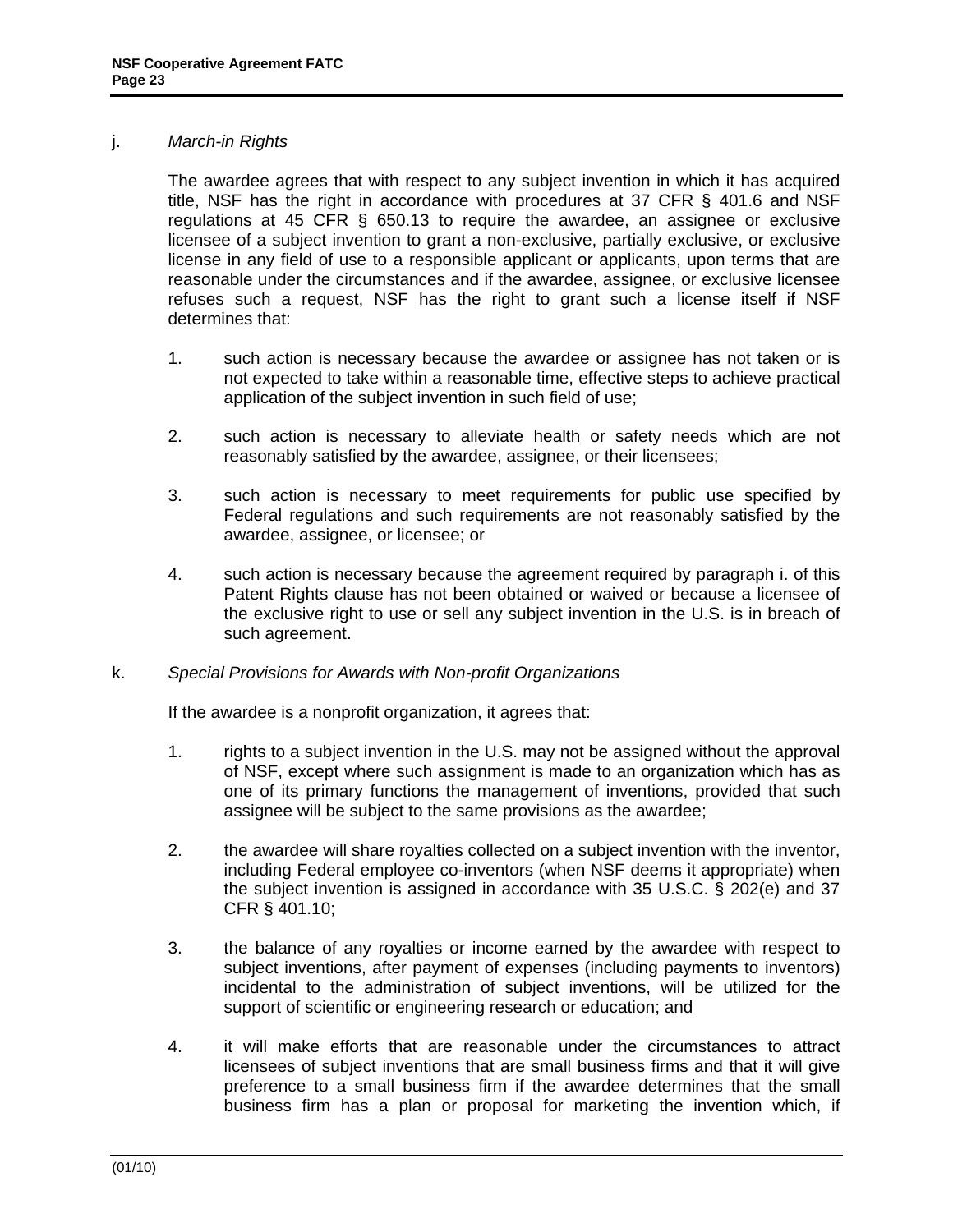j. *March-in Rights*

The awardee agrees that with respect to any subject invention in which it has acquired title, NSF has the right in accordance with procedures at 37 CFR § 401.6 and NSF regulations at 45 CFR § 650.13 to require the awardee, an assignee or exclusive licensee of a subject invention to grant a non-exclusive, partially exclusive, or exclusive license in any field of use to a responsible applicant or applicants, upon terms that are reasonable under the circumstances and if the awardee, assignee, or exclusive licensee refuses such a request, NSF has the right to grant such a license itself if NSF determines that:

1. such action is necessary because the awardee or assignee has not taken or is not expected to take within a reasonable time, effective steps to achieve practical application of the subject invention in such field of use;

2. such action is necessary to alleviate health or safety needs which are not reasonably satisfied by the awardee, assignee, or their licensees;

3. such action is necessary to meet requirements for public use specified by Federal regulations and such requirements are not reasonably satisfied by the awardee, assignee, or licensee; or

4. such action is necessary because the agreement required by paragraph i. of this Patent Rights clause has not been obtained or waived or because a licensee of the exclusive right to use or sell any subject invention in the U.S. is in breach of such agreement.

k. *Special Provisions for Awards with Non-profit Organizations*

If the awardee is a nonprofit organization, it agrees that:

1. rights to a subject invention in the U.S. may not be assigned without the approval of NSF, except where such assignment is made to an organization which has as one of its primary functions the management of inventions, provided that such assignee will be subject to the same provisions as the awardee;

2. the awardee will share royalties collected on a subject invention with the inventor, including Federal employee co-inventors (when NSF deems it appropriate) when the subject invention is assigned in accordance with 35 U.S.C. § 202(e) and 37 CFR § 401.10;

3. the balance of any royalties or income earned by the awardee with respect to subject inventions, after payment of expenses (including payments to inventors) incidental to the administration of subject inventions, will be utilized for the support of scientific or engineering research or education; and

4. it will make efforts that are reasonable under the circumstances to attract licensees of subject inventions that are small business firms and that it will give preference to a small business firm if the awardee determines that the small business firm has a plan or proposal for marketing the invention which, if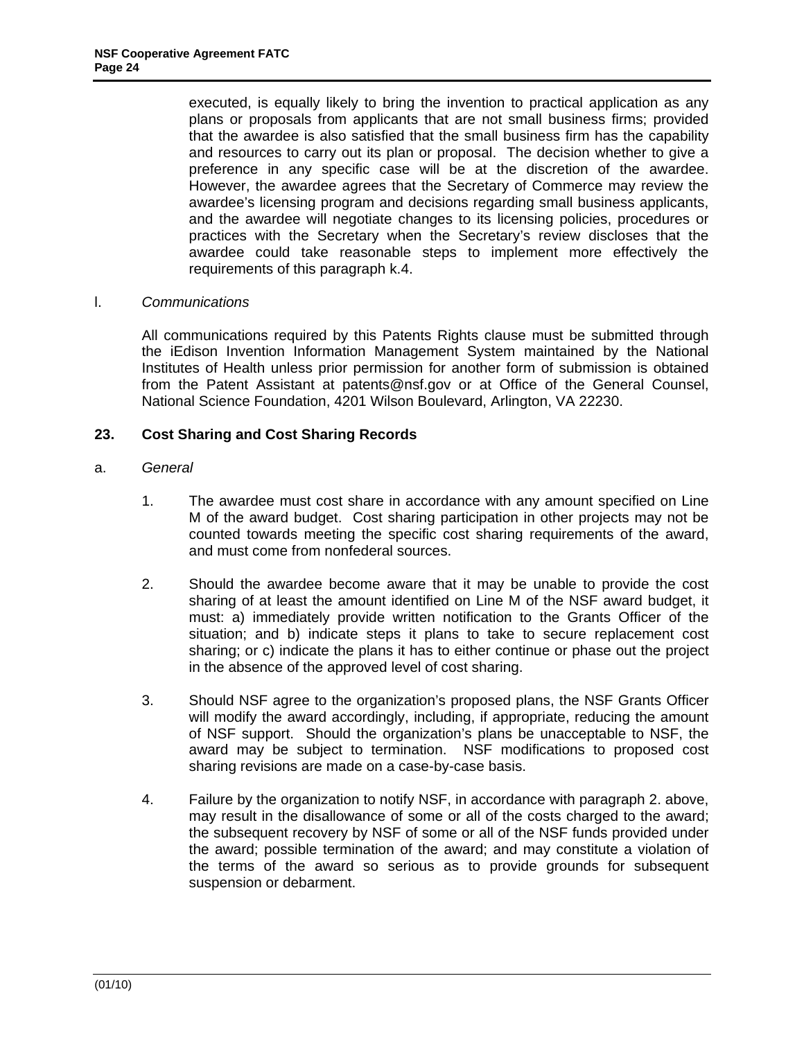executed, is equally likely to bring the invention to practical application as any plans or proposals from applicants that are not small business firms; provided that the awardee is also satisfied that the small business firm has the capability and resources to carry out its plan or proposal. The decision whether to give a preference in any specific case will be at the discretion of the awardee. However, the awardee agrees that the Secretary of Commerce may review the awardee's licensing program and decisions regarding small business applicants, and the awardee will negotiate changes to its licensing policies, procedures or practices with the Secretary when the Secretary's review discloses that the awardee could take reasonable steps to implement more effectively the requirements of this paragraph k.4.

l. *Communications*

All communications required by this Patents Rights clause must be submitted through the iEdison Invention Information Management System maintained by the National Institutes of Health unless prior permission for another form of submission is obtained from the Patent Assistant at patents@nsf.gov or at Office of the General Counsel, National Science Foundation, 4201 Wilson Boulevard, Arlington, VA 22230.

## 23. Cost Sharing and Cost Sharing Records

a. *General*

1. The awardee must cost share in accordance with any amount specified on Line M of the award budget. Cost sharing participation in other projects may not be counted towards meeting the specific cost sharing requirements of the award, and must come from nonfederal sources.

2. Should the awardee become aware that it may be unable to provide the cost sharing of at least the amount identified on Line M of the NSF award budget, it must: a) immediately provide written notification to the Grants Officer of the situation; and b) indicate steps it plans to take to secure replacement cost sharing; or c) indicate the plans it has to either continue or phase out the project in the absence of the approved level of cost sharing.

3. Should NSF agree to the organization's proposed plans, the NSF Grants Officer will modify the award accordingly, including, if appropriate, reducing the amount of NSF support. Should the organization's plans be unacceptable to NSF, the award may be subject to termination. NSF modifications to proposed cost sharing revisions are made on a case-by-case basis.

4. Failure by the organization to notify NSF, in accordance with paragraph 2. above, may result in the disallowance of some or all of the costs charged to the award; the subsequent recovery by NSF of some or all of the NSF funds provided under the award; possible termination of the award; and may constitute a violation of the terms of the award so serious as to provide grounds for subsequent suspension or debarment.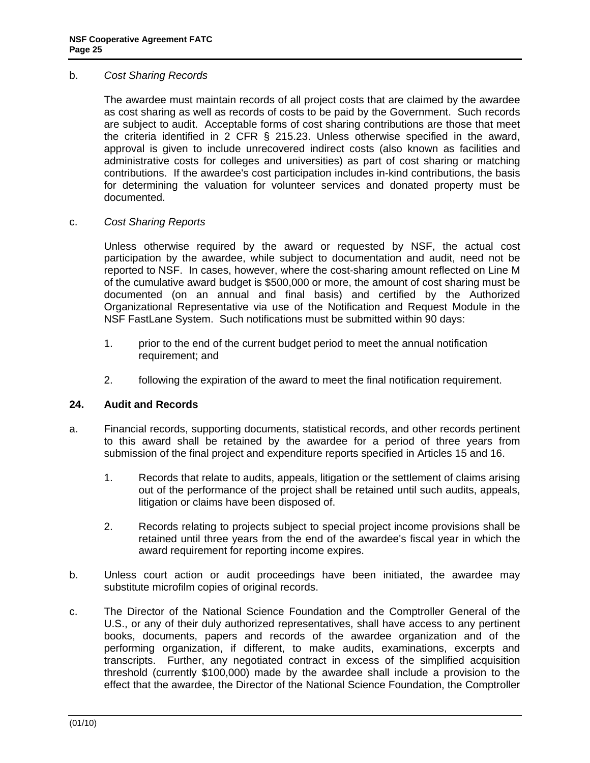b. *Cost Sharing Records*

The awardee must maintain records of all project costs that are claimed by the awardee as cost sharing as well as records of costs to be paid by the Government. Such records are subject to audit. Acceptable forms of cost sharing contributions are those that meet the criteria identified in 2 CFR § 215.23. Unless otherwise specified in the award, approval is given to include unrecovered indirect costs (also known as facilities and administrative costs for colleges and universities) as part of cost sharing or matching contributions. If the awardee's cost participation includes in-kind contributions, the basis for determining the valuation for volunteer services and donated property must be documented.

c. *Cost Sharing Reports*

Unless otherwise required by the award or requested by NSF, the actual cost participation by the awardee, while subject to documentation and audit, need not be reported to NSF. In cases, however, where the cost-sharing amount reflected on Line M of the cumulative award budget is $500,000 or more, the amount of cost sharing must be documented (on an annual and final basis) and certified by the Authorized Organizational Representative via use of the Notification and Request Module in the NSF FastLane System. Such notifications must be submitted within 90 days:

1. prior to the end of the current budget period to meet the annual notification requirement; and

2. following the expiration of the award to meet the final notification requirement.

## 24. Audit and Records

a. Financial records, supporting documents, statistical records, and other records pertinent to this award shall be retained by the awardee for a period of three years from submission of the final project and expenditure reports specified in Articles 15 and 16.

   1. Records that relate to audits, appeals, litigation or the settlement of claims arising out of the performance of the project shall be retained until such audits, appeals, litigation or claims have been disposed of.

   2. Records relating to projects subject to special project income provisions shall be retained until three years from the end of the awardee's fiscal year in which the award requirement for reporting income expires.

b. Unless court action or audit proceedings have been initiated, the awardee may substitute microfilm copies of original records.

c. The Director of the National Science Foundation and the Comptroller General of the U.S., or any of their duly authorized representatives, shall have access to any pertinent books, documents, papers and records of the awardee organization and of the performing organization, if different, to make audits, examinations, excerpts and transcripts. Further, any negotiated contract in excess of the simplified acquisition threshold (currently $100,000) made by the awardee shall include a provision to the effect that the awardee, the Director of the National Science Foundation, the Comptroller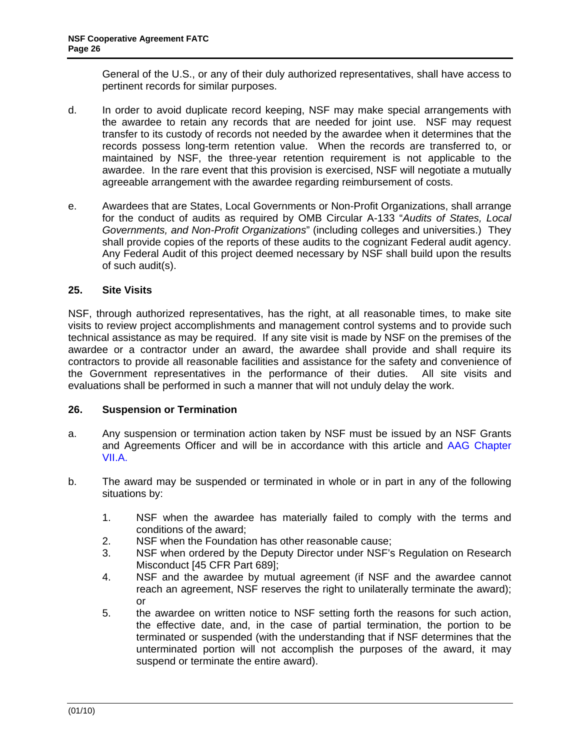General of the U.S., or any of their duly authorized representatives, shall have access to pertinent records for similar purposes.

d. In order to avoid duplicate record keeping, NSF may make special arrangements with the awardee to retain any records that are needed for joint use. NSF may request transfer to its custody of records not needed by the awardee when it determines that the records possess long-term retention value. When the records are transferred to, or maintained by NSF, the three-year retention requirement is not applicable to the awardee. In the rare event that this provision is exercised, NSF will negotiate a mutually agreeable arrangement with the awardee regarding reimbursement of costs.

e. Awardees that are States, Local Governments or Non-Profit Organizations, shall arrange for the conduct of audits as required by OMB Circular A-133 "*Audits of States, Local Governments, and Non-Profit Organizations*" (including colleges and universities.) They shall provide copies of the reports of these audits to the cognizant Federal audit agency. Any Federal Audit of this project deemed necessary by NSF shall build upon the results of such audit(s).

### 25. Site Visits

NSF, through authorized representatives, has the right, at all reasonable times, to make site visits to review project accomplishments and management control systems and to provide such technical assistance as may be required. If any site visit is made by NSF on the premises of the awardee or a contractor under an award, the awardee shall provide and shall require its contractors to provide all reasonable facilities and assistance for the safety and convenience of the Government representatives in the performance of their duties. All site visits and evaluations shall be performed in such a manner that will not unduly delay the work.

### 26. Suspension or Termination

a. Any suspension or termination action taken by NSF must be issued by an NSF Grants and Agreements Officer and will be in accordance with this article and AAG Chapter VII.A.

b. The award may be suspended or terminated in whole or in part in any of the following situations by:

   1. NSF when the awardee has materially failed to comply with the terms and conditions of the award;
   2. NSF when the Foundation has other reasonable cause;
   3. NSF when ordered by the Deputy Director under NSF's Regulation on Research Misconduct [45 CFR Part 689];
   4. NSF and the awardee by mutual agreement (if NSF and the awardee cannot reach an agreement, NSF reserves the right to unilaterally terminate the award); or
   5. the awardee on written notice to NSF setting forth the reasons for such action, the effective date, and, in the case of partial termination, the portion to be terminated or suspended (with the understanding that if NSF determines that the unterminated portion will not accomplish the purposes of the award, it may suspend or terminate the entire award).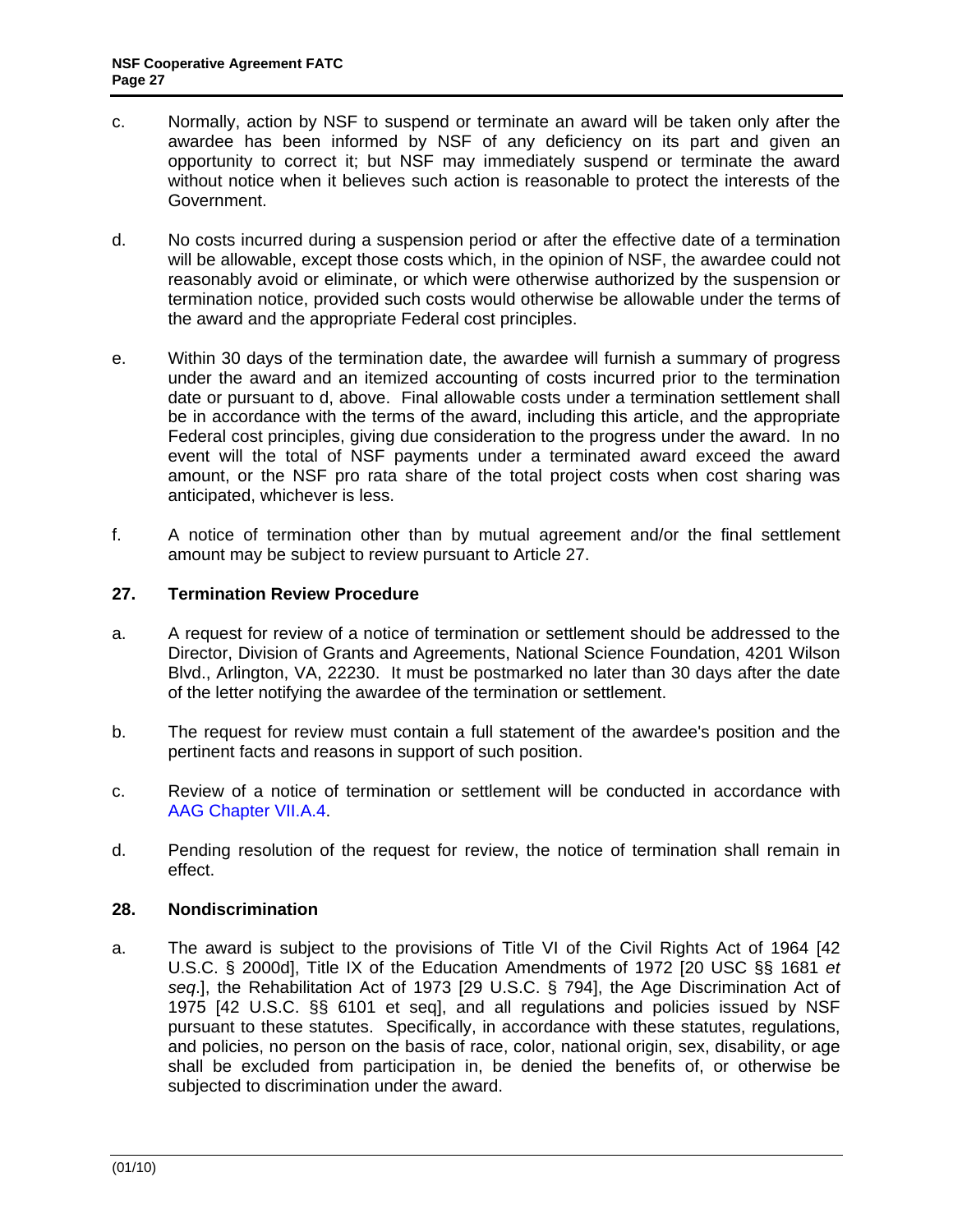c. Normally, action by NSF to suspend or terminate an award will be taken only after the awardee has been informed by NSF of any deficiency on its part and given an opportunity to correct it; but NSF may immediately suspend or terminate the award without notice when it believes such action is reasonable to protect the interests of the Government.

d. No costs incurred during a suspension period or after the effective date of a termination will be allowable, except those costs which, in the opinion of NSF, the awardee could not reasonably avoid or eliminate, or which were otherwise authorized by the suspension or termination notice, provided such costs would otherwise be allowable under the terms of the award and the appropriate Federal cost principles.

e. Within 30 days of the termination date, the awardee will furnish a summary of progress under the award and an itemized accounting of costs incurred prior to the termination date or pursuant to d, above. Final allowable costs under a termination settlement shall be in accordance with the terms of the award, including this article, and the appropriate Federal cost principles, giving due consideration to the progress under the award. In no event will the total of NSF payments under a terminated award exceed the award amount, or the NSF pro rata share of the total project costs when cost sharing was anticipated, whichever is less.

f. A notice of termination other than by mutual agreement and/or the final settlement amount may be subject to review pursuant to Article 27.

## 27. Termination Review Procedure

a. A request for review of a notice of termination or settlement should be addressed to the Director, Division of Grants and Agreements, National Science Foundation, 4201 Wilson Blvd., Arlington, VA, 22230. It must be postmarked no later than 30 days after the date of the letter notifying the awardee of the termination or settlement.

b. The request for review must contain a full statement of the awardee's position and the pertinent facts and reasons in support of such position.

c. Review of a notice of termination or settlement will be conducted in accordance with AAG Chapter VII.A.4.

d. Pending resolution of the request for review, the notice of termination shall remain in effect.

## 28. Nondiscrimination

a. The award is subject to the provisions of Title VI of the Civil Rights Act of 1964 [42 U.S.C. § 2000d], Title IX of the Education Amendments of 1972 [20 USC §§ 1681 *et seq*.], the Rehabilitation Act of 1973 [29 U.S.C. § 794], the Age Discrimination Act of 1975 [42 U.S.C. §§ 6101 et seq], and all regulations and policies issued by NSF pursuant to these statutes. Specifically, in accordance with these statutes, regulations, and policies, no person on the basis of race, color, national origin, sex, disability, or age shall be excluded from participation in, be denied the benefits of, or otherwise be subjected to discrimination under the award.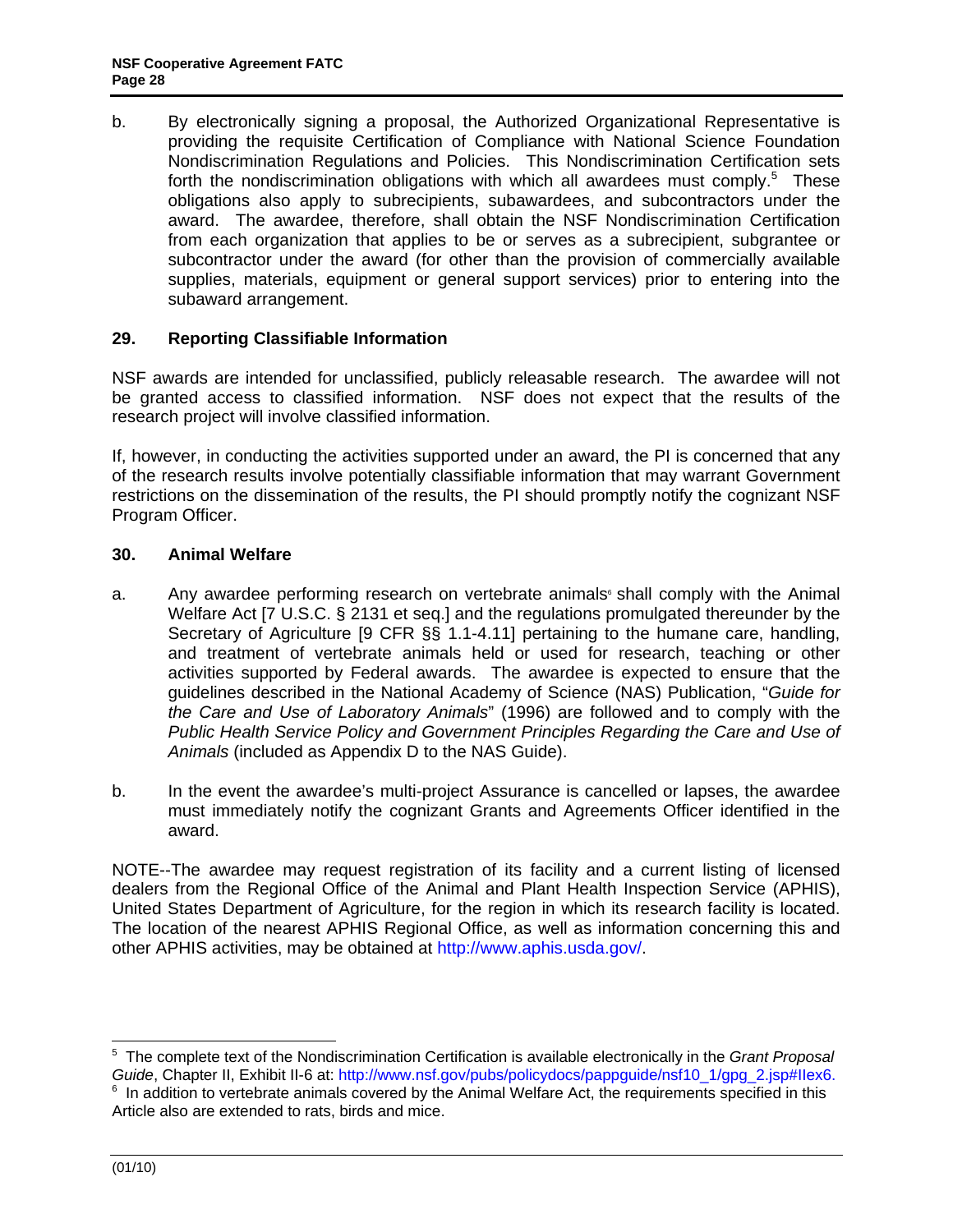b. By electronically signing a proposal, the Authorized Organizational Representative is providing the requisite Certification of Compliance with National Science Foundation Nondiscrimination Regulations and Policies. This Nondiscrimination Certification sets forth the nondiscrimination obligations with which all awardees must comply.[5] These obligations also apply to subrecipients, subawardees, and subcontractors under the award. The awardee, therefore, shall obtain the NSF Nondiscrimination Certification from each organization that applies to be or serves as a subrecipient, subgrantee or subcontractor under the award (for other than the provision of commercially available supplies, materials, equipment or general support services) prior to entering into the subaward arrangement.

## 29. Reporting Classifiable Information

NSF awards are intended for unclassified, publicly releasable research. The awardee will not be granted access to classified information. NSF does not expect that the results of the research project will involve classified information.

If, however, in conducting the activities supported under an award, the PI is concerned that any of the research results involve potentially classifiable information that may warrant Government restrictions on the dissemination of the results, the PI should promptly notify the cognizant NSF Program Officer.

## 30. Animal Welfare

a. Any awardee performing research on vertebrate animals[6] shall comply with the Animal Welfare Act [7 U.S.C. § 2131 et seq.] and the regulations promulgated thereunder by the Secretary of Agriculture [9 CFR §§ 1.1-4.11] pertaining to the humane care, handling, and treatment of vertebrate animals held or used for research, teaching or other activities supported by Federal awards. The awardee is expected to ensure that the guidelines described in the National Academy of Science (NAS) Publication, "*Guide for the Care and Use of Laboratory Animals*" (1996) are followed and to comply with the *Public Health Service Policy and Government Principles Regarding the Care and Use of Animals* (included as Appendix D to the NAS Guide).

b. In the event the awardee's multi-project Assurance is cancelled or lapses, the awardee must immediately notify the cognizant Grants and Agreements Officer identified in the award.

NOTE--The awardee may request registration of its facility and a current listing of licensed dealers from the Regional Office of the Animal and Plant Health Inspection Service (APHIS), United States Department of Agriculture, for the region in which its research facility is located. The location of the nearest APHIS Regional Office, as well as information concerning this and other APHIS activities, may be obtained at http://www.aphis.usda.gov/.

---

[5] The complete text of the Nondiscrimination Certification is available electronically in the *Grant Proposal Guide*, Chapter II, Exhibit II-6 at: http://www.nsf.gov/pubs/policydocs/pappguide/nsf10_1/gpg_2.jsp#IIex6.

[6] In addition to vertebrate animals covered by the Animal Welfare Act, the requirements specified in this Article also are extended to rats, birds and mice.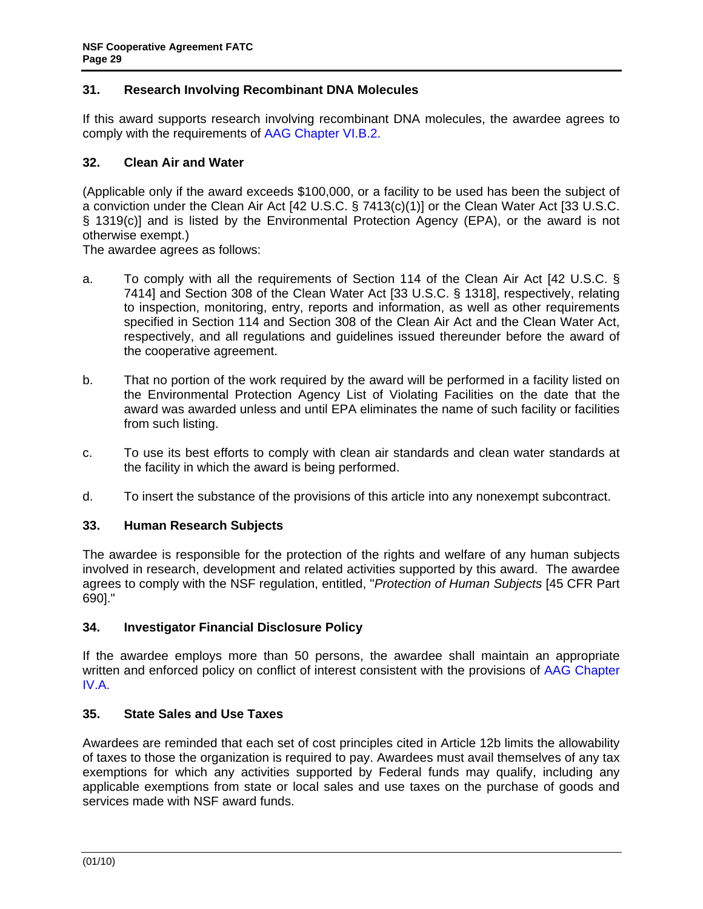## 31. Research Involving Recombinant DNA Molecules

If this award supports research involving recombinant DNA molecules, the awardee agrees to comply with the requirements of AAG Chapter VI.B.2.

## 32. Clean Air and Water

(Applicable only if the award exceeds $100,000, or a facility to be used has been the subject of a conviction under the Clean Air Act [42 U.S.C. § 7413(c)(1)] or the Clean Water Act [33 U.S.C. § 1319(c)] and is listed by the Environmental Protection Agency (EPA), or the award is not otherwise exempt.)

The awardee agrees as follows:

a. To comply with all the requirements of Section 114 of the Clean Air Act [42 U.S.C. § 7414] and Section 308 of the Clean Water Act [33 U.S.C. § 1318], respectively, relating to inspection, monitoring, entry, reports and information, as well as other requirements specified in Section 114 and Section 308 of the Clean Air Act and the Clean Water Act, respectively, and all regulations and guidelines issued thereunder before the award of the cooperative agreement.

b. That no portion of the work required by the award will be performed in a facility listed on the Environmental Protection Agency List of Violating Facilities on the date that the award was awarded unless and until EPA eliminates the name of such facility or facilities from such listing.

c. To use its best efforts to comply with clean air standards and clean water standards at the facility in which the award is being performed.

d. To insert the substance of the provisions of this article into any nonexempt subcontract.

## 33. Human Research Subjects

The awardee is responsible for the protection of the rights and welfare of any human subjects involved in research, development and related activities supported by this award. The awardee agrees to comply with the NSF regulation, entitled, "*Protection of Human Subjects* [45 CFR Part 690]."

## 34. Investigator Financial Disclosure Policy

If the awardee employs more than 50 persons, the awardee shall maintain an appropriate written and enforced policy on conflict of interest consistent with the provisions of AAG Chapter IV.A.

## 35. State Sales and Use Taxes

Awardees are reminded that each set of cost principles cited in Article 12b limits the allowability of taxes to those the organization is required to pay. Awardees must avail themselves of any tax exemptions for which any activities supported by Federal funds may qualify, including any applicable exemptions from state or local sales and use taxes on the purchase of goods and services made with NSF award funds.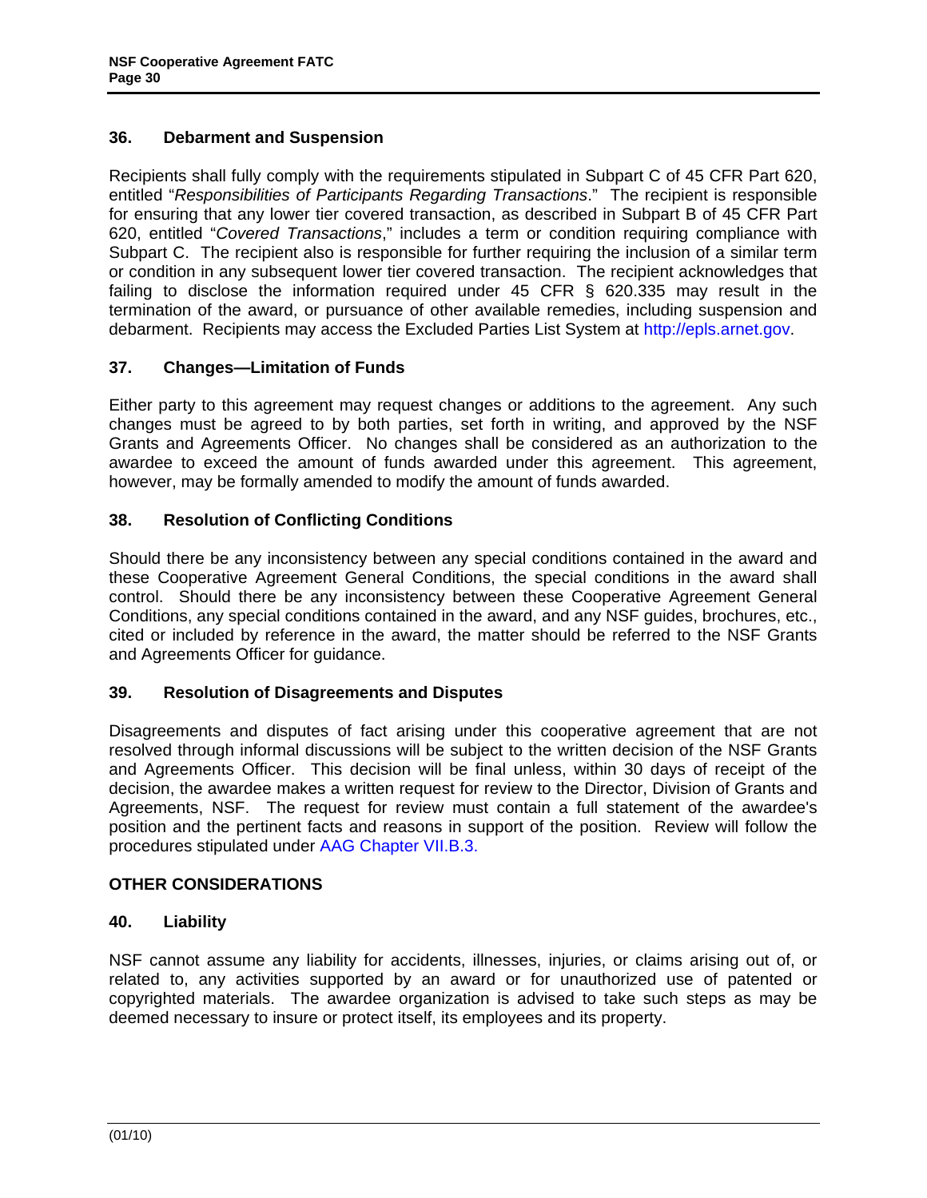### 36. Debarment and Suspension

Recipients shall fully comply with the requirements stipulated in Subpart C of 45 CFR Part 620, entitled "*Responsibilities of Participants Regarding Transactions*." The recipient is responsible for ensuring that any lower tier covered transaction, as described in Subpart B of 45 CFR Part 620, entitled "*Covered Transactions*," includes a term or condition requiring compliance with Subpart C. The recipient also is responsible for further requiring the inclusion of a similar term or condition in any subsequent lower tier covered transaction. The recipient acknowledges that failing to disclose the information required under 45 CFR § 620.335 may result in the termination of the award, or pursuance of other available remedies, including suspension and debarment. Recipients may access the Excluded Parties List System at http://epls.arnet.gov.

### 37. Changes—Limitation of Funds

Either party to this agreement may request changes or additions to the agreement. Any such changes must be agreed to by both parties, set forth in writing, and approved by the NSF Grants and Agreements Officer. No changes shall be considered as an authorization to the awardee to exceed the amount of funds awarded under this agreement. This agreement, however, may be formally amended to modify the amount of funds awarded.

### 38. Resolution of Conflicting Conditions

Should there be any inconsistency between any special conditions contained in the award and these Cooperative Agreement General Conditions, the special conditions in the award shall control. Should there be any inconsistency between these Cooperative Agreement General Conditions, any special conditions contained in the award, and any NSF guides, brochures, etc., cited or included by reference in the award, the matter should be referred to the NSF Grants and Agreements Officer for guidance.

### 39. Resolution of Disagreements and Disputes

Disagreements and disputes of fact arising under this cooperative agreement that are not resolved through informal discussions will be subject to the written decision of the NSF Grants and Agreements Officer. This decision will be final unless, within 30 days of receipt of the decision, the awardee makes a written request for review to the Director, Division of Grants and Agreements, NSF. The request for review must contain a full statement of the awardee's position and the pertinent facts and reasons in support of the position. Review will follow the procedures stipulated under AAG Chapter VII.B.3.

## OTHER CONSIDERATIONS

### 40. Liability

NSF cannot assume any liability for accidents, illnesses, injuries, or claims arising out of, or related to, any activities supported by an award or for unauthorized use of patented or copyrighted materials. The awardee organization is advised to take such steps as may be deemed necessary to insure or protect itself, its employees and its property.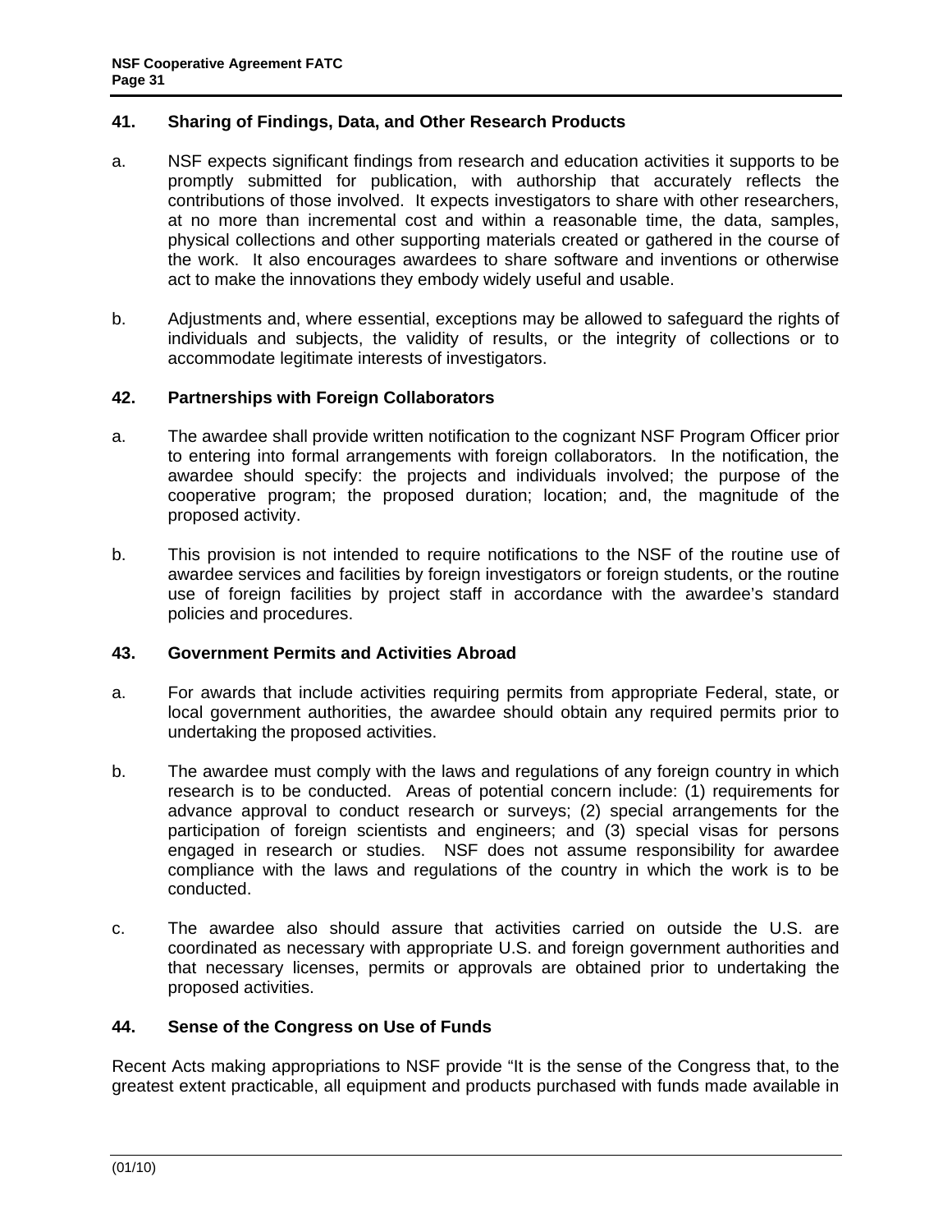## 41. Sharing of Findings, Data, and Other Research Products

a. NSF expects significant findings from research and education activities it supports to be promptly submitted for publication, with authorship that accurately reflects the contributions of those involved. It expects investigators to share with other researchers, at no more than incremental cost and within a reasonable time, the data, samples, physical collections and other supporting materials created or gathered in the course of the work. It also encourages awardees to share software and inventions or otherwise act to make the innovations they embody widely useful and usable.

b. Adjustments and, where essential, exceptions may be allowed to safeguard the rights of individuals and subjects, the validity of results, or the integrity of collections or to accommodate legitimate interests of investigators.

## 42. Partnerships with Foreign Collaborators

a. The awardee shall provide written notification to the cognizant NSF Program Officer prior to entering into formal arrangements with foreign collaborators. In the notification, the awardee should specify: the projects and individuals involved; the purpose of the cooperative program; the proposed duration; location; and, the magnitude of the proposed activity.

b. This provision is not intended to require notifications to the NSF of the routine use of awardee services and facilities by foreign investigators or foreign students, or the routine use of foreign facilities by project staff in accordance with the awardee's standard policies and procedures.

## 43. Government Permits and Activities Abroad

a. For awards that include activities requiring permits from appropriate Federal, state, or local government authorities, the awardee should obtain any required permits prior to undertaking the proposed activities.

b. The awardee must comply with the laws and regulations of any foreign country in which research is to be conducted. Areas of potential concern include: (1) requirements for advance approval to conduct research or surveys; (2) special arrangements for the participation of foreign scientists and engineers; and (3) special visas for persons engaged in research or studies. NSF does not assume responsibility for awardee compliance with the laws and regulations of the country in which the work is to be conducted.

c. The awardee also should assure that activities carried on outside the U.S. are coordinated as necessary with appropriate U.S. and foreign government authorities and that necessary licenses, permits or approvals are obtained prior to undertaking the proposed activities.

## 44. Sense of the Congress on Use of Funds

Recent Acts making appropriations to NSF provide "It is the sense of the Congress that, to the greatest extent practicable, all equipment and products purchased with funds made available in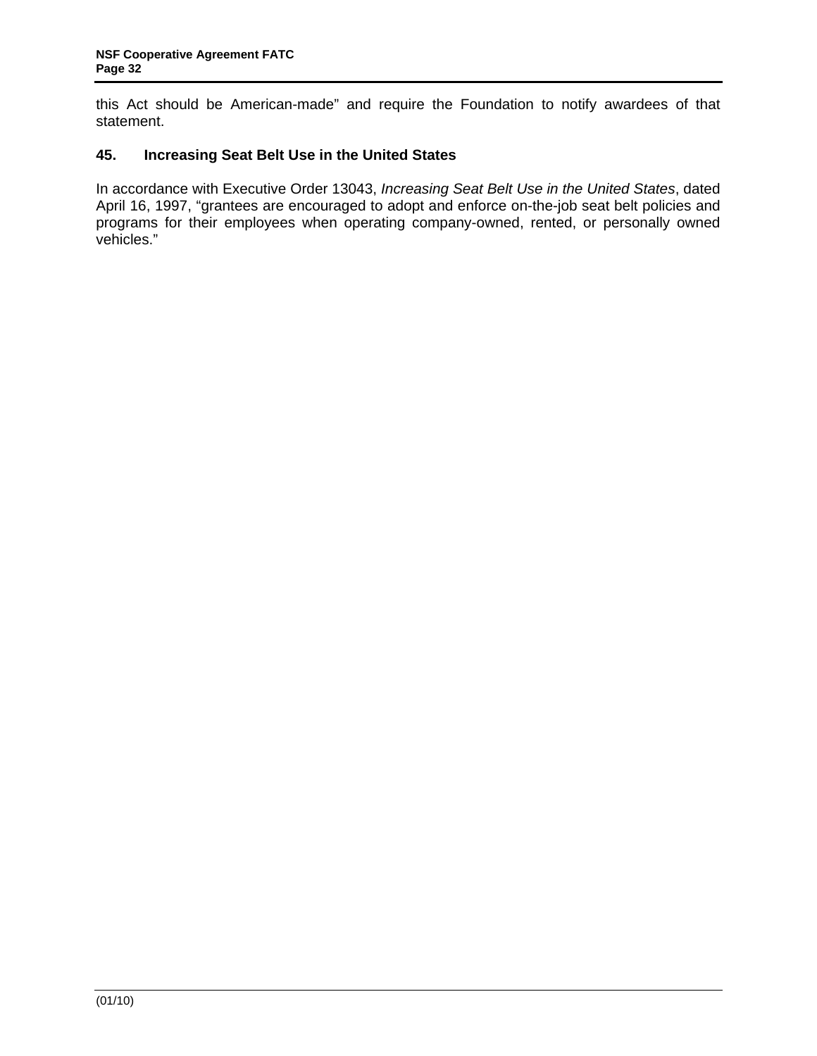this Act should be American-made" and require the Foundation to notify awardees of that statement.

## 45. Increasing Seat Belt Use in the United States

In accordance with Executive Order 13043, *Increasing Seat Belt Use in the United States*, dated April 16, 1997, "grantees are encouraged to adopt and enforce on-the-job seat belt policies and programs for their employees when operating company-owned, rented, or personally owned vehicles."